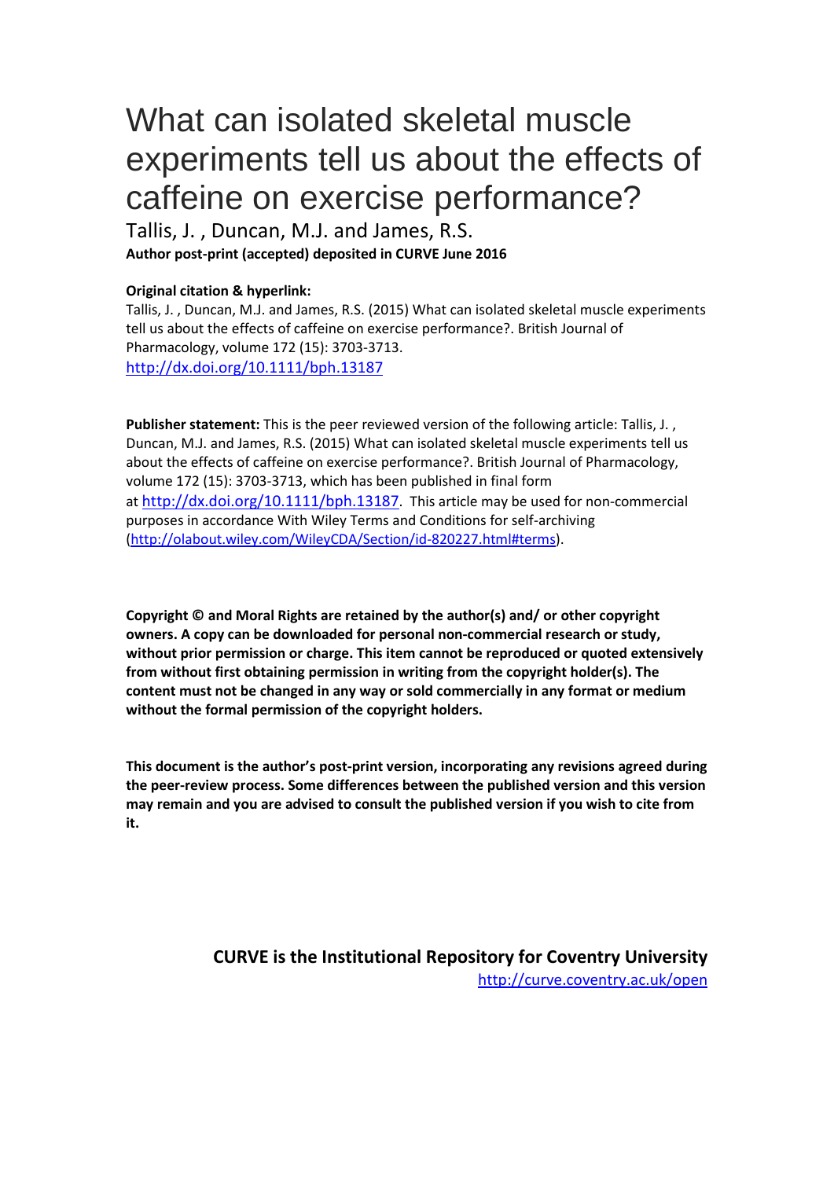# What can isolated skeletal muscle experiments tell us about the effects of caffeine on exercise performance?

Tallis, J. , Duncan, M.J. and James, R.S.

**Author post-print (accepted) deposited in CURVE June 2016**

**Original citation & hyperlink:**

Tallis, J. , Duncan, M.J. and James, R.S. (2015) What can isolated skeletal muscle experiments tell us about the effects of caffeine on exercise performance?. British Journal of Pharmacology, volume 172 (15): 3703-3713.

http://dx.doi.org/10.1111/bph.13187

**Publisher statement:** This is the peer reviewed version of the following article: Tallis, J. , Duncan, M.J. and James, R.S. (2015) What can isolated skeletal muscle experiments tell us about the effects of caffeine on exercise performance?. British Journal of Pharmacology, volume 172 (15): 3703-3713, which has been published in final form at http://dx.doi.org/10.1111/bph.13187. This article may be used for non-commercial purposes in accordance With Wiley Terms and Conditions for self-archiving (http://olabout.wiley.com/WileyCDA/Section/id-820227.html#terms).

**Copyright © and Moral Rights are retained by the author(s) and/ or other copyright owners. A copy can be downloaded for personal non-commercial research or study, without prior permission or charge. This item cannot be reproduced or quoted extensively from without first obtaining permission in writing from the copyright holder(s). The content must not be changed in any way or sold commercially in any format or medium without the formal permission of the copyright holders.**

**This document is the author's post-print version, incorporating any revisions agreed during the peer-review process. Some differences between the published version and this version may remain and you are advised to consult the published version if you wish to cite from it.**

**CURVE is the Institutional Repository for Coventry University**

http://curve.coventry.ac.uk/open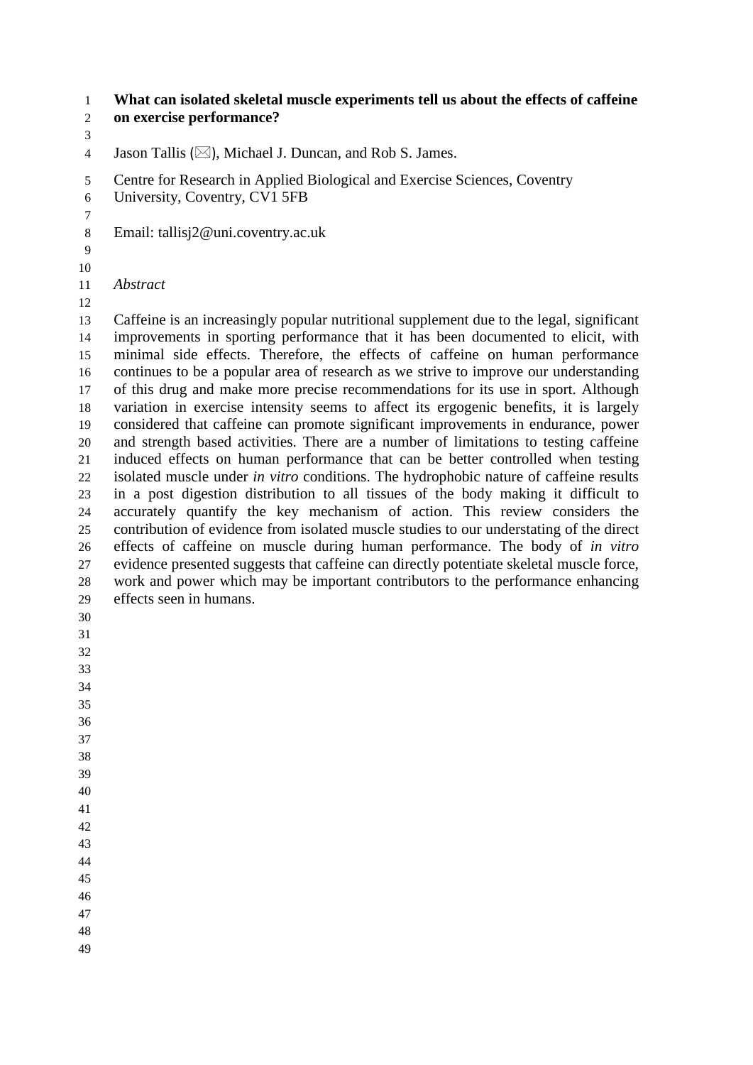# What can isolated skeletal muscle experiments tell us about the effects of caffeine on exercise performance?

Jason Tallis (✉), Michael J. Duncan, and Rob S. James.

Centre for Research in Applied Biological and Exercise Sciences, Coventry University, Coventry, CV1 5FB

Email: tallisj2@uni.coventry.ac.uk

*Abstract*

Caffeine is an increasingly popular nutritional supplement due to the legal, significant improvements in sporting performance that it has been documented to elicit, with minimal side effects. Therefore, the effects of caffeine on human performance continues to be a popular area of research as we strive to improve our understanding of this drug and make more precise recommendations for its use in sport. Although variation in exercise intensity seems to affect its ergogenic benefits, it is largely considered that caffeine can promote significant improvements in endurance, power and strength based activities. There are a number of limitations to testing caffeine induced effects on human performance that can be better controlled when testing isolated muscle under *in vitro* conditions. The hydrophobic nature of caffeine results in a post digestion distribution to all tissues of the body making it difficult to accurately quantify the key mechanism of action. This review considers the contribution of evidence from isolated muscle studies to our understating of the direct effects of caffeine on muscle during human performance. The body of *in vitro* evidence presented suggests that caffeine can directly potentiate skeletal muscle force, work and power which may be important contributors to the performance enhancing effects seen in humans.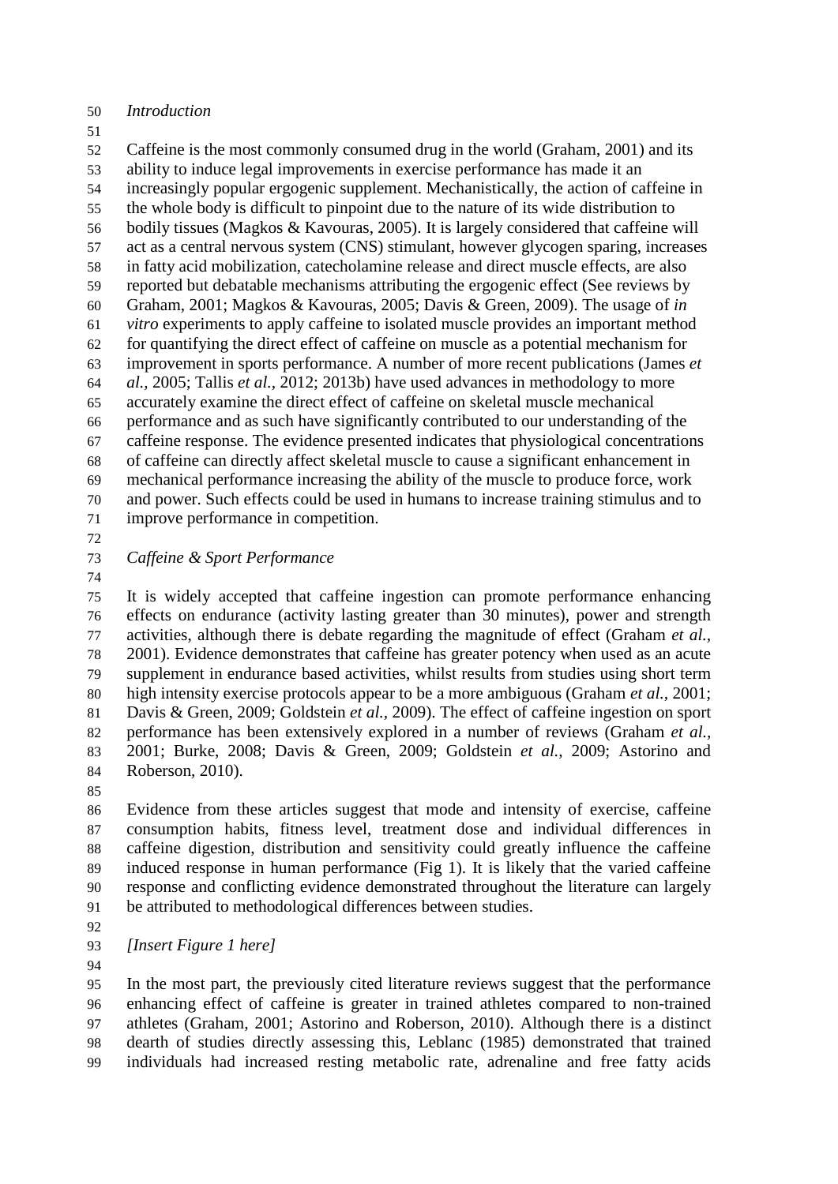*Introduction*

Caffeine is the most commonly consumed drug in the world (Graham, 2001) and its ability to induce legal improvements in exercise performance has made it an increasingly popular ergogenic supplement. Mechanistically, the action of caffeine in the whole body is difficult to pinpoint due to the nature of its wide distribution to bodily tissues (Magkos & Kavouras, 2005). It is largely considered that caffeine will act as a central nervous system (CNS) stimulant, however glycogen sparing, increases in fatty acid mobilization, catecholamine release and direct muscle effects, are also reported but debatable mechanisms attributing the ergogenic effect (See reviews by Graham, 2001; Magkos & Kavouras, 2005; Davis & Green, 2009). The usage of *in vitro* experiments to apply caffeine to isolated muscle provides an important method for quantifying the direct effect of caffeine on muscle as a potential mechanism for improvement in sports performance. A number of more recent publications (James *et al.,* 2005; Tallis *et al.,* 2012; 2013b) have used advances in methodology to more accurately examine the direct effect of caffeine on skeletal muscle mechanical performance and as such have significantly contributed to our understanding of the caffeine response. The evidence presented indicates that physiological concentrations of caffeine can directly affect skeletal muscle to cause a significant enhancement in mechanical performance increasing the ability of the muscle to produce force, work and power. Such effects could be used in humans to increase training stimulus and to improve performance in competition.

*Caffeine & Sport Performance*

It is widely accepted that caffeine ingestion can promote performance enhancing effects on endurance (activity lasting greater than 30 minutes), power and strength activities, although there is debate regarding the magnitude of effect (Graham *et al.,* 2001). Evidence demonstrates that caffeine has greater potency when used as an acute supplement in endurance based activities, whilst results from studies using short term high intensity exercise protocols appear to be a more ambiguous (Graham *et al.,* 2001; Davis & Green, 2009; Goldstein *et al.,* 2009). The effect of caffeine ingestion on sport performance has been extensively explored in a number of reviews (Graham *et al.,* 2001; Burke, 2008; Davis & Green, 2009; Goldstein *et al.,* 2009; Astorino and Roberson, 2010).

Evidence from these articles suggest that mode and intensity of exercise, caffeine consumption habits, fitness level, treatment dose and individual differences in caffeine digestion, distribution and sensitivity could greatly influence the caffeine induced response in human performance (Fig 1). It is likely that the varied caffeine response and conflicting evidence demonstrated throughout the literature can largely be attributed to methodological differences between studies.

*[Insert Figure 1 here]*

In the most part, the previously cited literature reviews suggest that the performance enhancing effect of caffeine is greater in trained athletes compared to non-trained athletes (Graham, 2001; Astorino and Roberson, 2010). Although there is a distinct dearth of studies directly assessing this, Leblanc (1985) demonstrated that trained individuals had increased resting metabolic rate, adrenaline and free fatty acids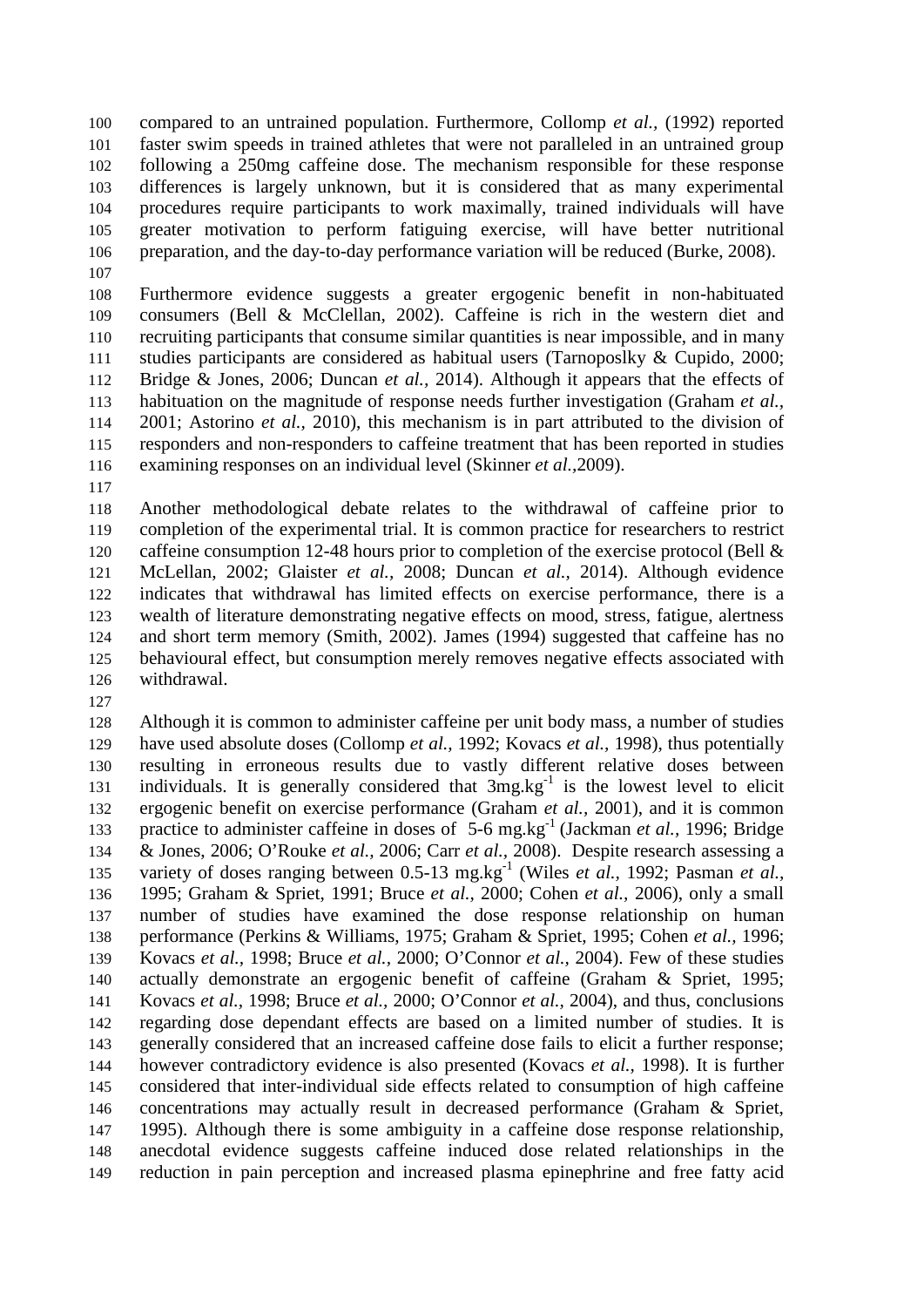compared to an untrained population. Furthermore, Collomp *et al.,* (1992) reported faster swim speeds in trained athletes that were not paralleled in an untrained group following a 250mg caffeine dose. The mechanism responsible for these response differences is largely unknown, but it is considered that as many experimental procedures require participants to work maximally, trained individuals will have greater motivation to perform fatiguing exercise, will have better nutritional preparation, and the day-to-day performance variation will be reduced (Burke, 2008).

Furthermore evidence suggests a greater ergogenic benefit in non-habituated consumers (Bell & McClellan, 2002). Caffeine is rich in the western diet and recruiting participants that consume similar quantities is near impossible, and in many studies participants are considered as habitual users (Tarnoposlky & Cupido, 2000; Bridge & Jones, 2006; Duncan *et al.,* 2014). Although it appears that the effects of habituation on the magnitude of response needs further investigation (Graham *et al.,* 2001; Astorino *et al.,* 2010), this mechanism is in part attributed to the division of responders and non-responders to caffeine treatment that has been reported in studies examining responses on an individual level (Skinner *et al.,*2009).

Another methodological debate relates to the withdrawal of caffeine prior to completion of the experimental trial. It is common practice for researchers to restrict caffeine consumption 12-48 hours prior to completion of the exercise protocol (Bell & McLellan, 2002; Glaister *et al.,* 2008; Duncan *et al.,* 2014). Although evidence indicates that withdrawal has limited effects on exercise performance, there is a wealth of literature demonstrating negative effects on mood, stress, fatigue, alertness and short term memory (Smith, 2002). James (1994) suggested that caffeine has no behavioural effect, but consumption merely removes negative effects associated with withdrawal.

Although it is common to administer caffeine per unit body mass, a number of studies have used absolute doses (Collomp *et al.,* 1992; Kovacs *et al.,* 1998), thus potentially resulting in erroneous results due to vastly different relative doses between individuals. It is generally considered that 3mg.kg$^{-1}$ is the lowest level to elicit ergogenic benefit on exercise performance (Graham *et al.,* 2001), and it is common practice to administer caffeine in doses of 5-6 mg.kg$^{-1}$ (Jackman *et al.,* 1996; Bridge & Jones, 2006; O'Rouke *et al.,* 2006; Carr *et al.,* 2008). Despite research assessing a variety of doses ranging between 0.5-13 mg.kg$^{-1}$ (Wiles *et al.,* 1992; Pasman *et al.,* 1995; Graham & Spriet, 1991; Bruce *et al.,* 2000; Cohen *et al.,* 2006), only a small number of studies have examined the dose response relationship on human performance (Perkins & Williams, 1975; Graham & Spriet, 1995; Cohen *et al.,* 1996; Kovacs *et al.,* 1998; Bruce *et al.,* 2000; O'Connor *et al.,* 2004). Few of these studies actually demonstrate an ergogenic benefit of caffeine (Graham & Spriet, 1995; Kovacs *et al.,* 1998; Bruce *et al.,* 2000; O'Connor *et al.,* 2004), and thus, conclusions regarding dose dependant effects are based on a limited number of studies. It is generally considered that an increased caffeine dose fails to elicit a further response; however contradictory evidence is also presented (Kovacs *et al.,* 1998). It is further considered that inter-individual side effects related to consumption of high caffeine concentrations may actually result in decreased performance (Graham & Spriet, 1995). Although there is some ambiguity in a caffeine dose response relationship, anecdotal evidence suggests caffeine induced dose related relationships in the reduction in pain perception and increased plasma epinephrine and free fatty acid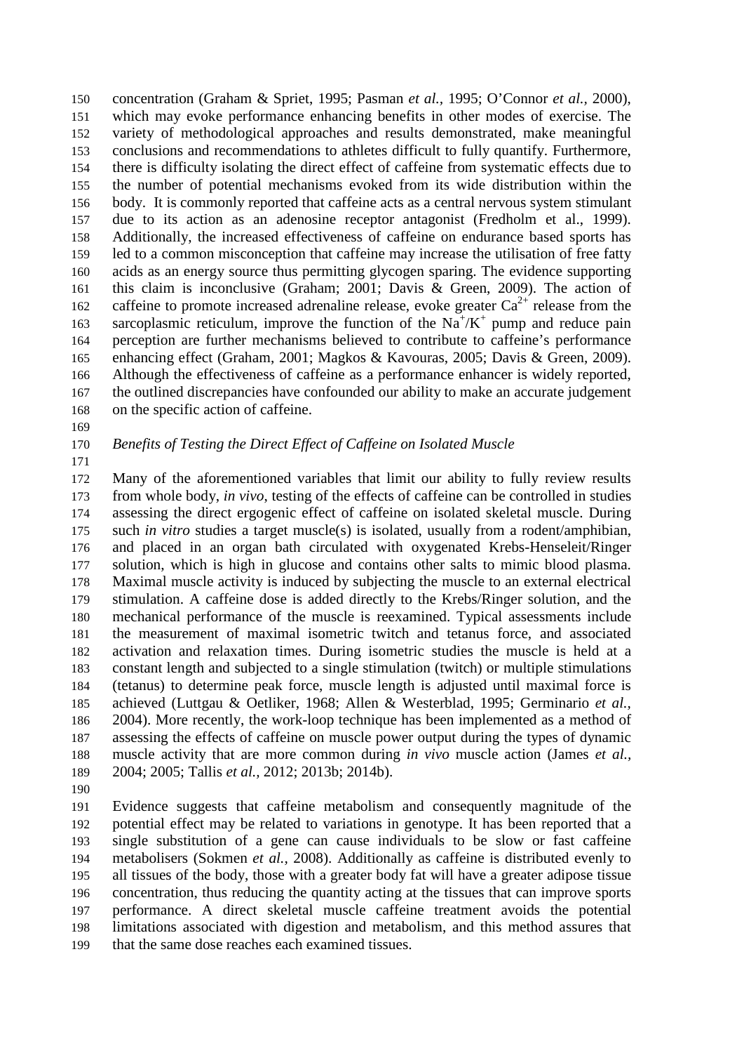concentration (Graham & Spriet, 1995; Pasman *et al.,* 1995; O'Connor *et al.,* 2000), which may evoke performance enhancing benefits in other modes of exercise. The variety of methodological approaches and results demonstrated, make meaningful conclusions and recommendations to athletes difficult to fully quantify. Furthermore, there is difficulty isolating the direct effect of caffeine from systematic effects due to the number of potential mechanisms evoked from its wide distribution within the body. It is commonly reported that caffeine acts as a central nervous system stimulant due to its action as an adenosine receptor antagonist (Fredholm et al., 1999). Additionally, the increased effectiveness of caffeine on endurance based sports has led to a common misconception that caffeine may increase the utilisation of free fatty acids as an energy source thus permitting glycogen sparing. The evidence supporting this claim is inconclusive (Graham; 2001; Davis & Green, 2009). The action of caffeine to promote increased adrenaline release, evoke greater $Ca^{2+}$ release from the sarcoplasmic reticulum, improve the function of the $Na^{+}/K^{+}$ pump and reduce pain perception are further mechanisms believed to contribute to caffeine's performance enhancing effect (Graham, 2001; Magkos & Kavouras, 2005; Davis & Green, 2009). Although the effectiveness of caffeine as a performance enhancer is widely reported, the outlined discrepancies have confounded our ability to make an accurate judgement on the specific action of caffeine.

*Benefits of Testing the Direct Effect of Caffeine on Isolated Muscle*

Many of the aforementioned variables that limit our ability to fully review results from whole body, *in vivo*, testing of the effects of caffeine can be controlled in studies assessing the direct ergogenic effect of caffeine on isolated skeletal muscle. During such *in vitro* studies a target muscle(s) is isolated, usually from a rodent/amphibian, and placed in an organ bath circulated with oxygenated Krebs-Henseleit/Ringer solution, which is high in glucose and contains other salts to mimic blood plasma. Maximal muscle activity is induced by subjecting the muscle to an external electrical stimulation. A caffeine dose is added directly to the Krebs/Ringer solution, and the mechanical performance of the muscle is reexamined. Typical assessments include the measurement of maximal isometric twitch and tetanus force, and associated activation and relaxation times. During isometric studies the muscle is held at a constant length and subjected to a single stimulation (twitch) or multiple stimulations (tetanus) to determine peak force, muscle length is adjusted until maximal force is achieved (Luttgau & Oetliker, 1968; Allen & Westerblad, 1995; Germinario *et al.,* 2004). More recently, the work-loop technique has been implemented as a method of assessing the effects of caffeine on muscle power output during the types of dynamic muscle activity that are more common during *in vivo* muscle action (James *et al.,* 2004; 2005; Tallis *et al.,* 2012; 2013b; 2014b).

Evidence suggests that caffeine metabolism and consequently magnitude of the potential effect may be related to variations in genotype. It has been reported that a single substitution of a gene can cause individuals to be slow or fast caffeine metabolisers (Sokmen *et al.,* 2008). Additionally as caffeine is distributed evenly to all tissues of the body, those with a greater body fat will have a greater adipose tissue concentration, thus reducing the quantity acting at the tissues that can improve sports performance. A direct skeletal muscle caffeine treatment avoids the potential limitations associated with digestion and metabolism, and this method assures that that the same dose reaches each examined tissues.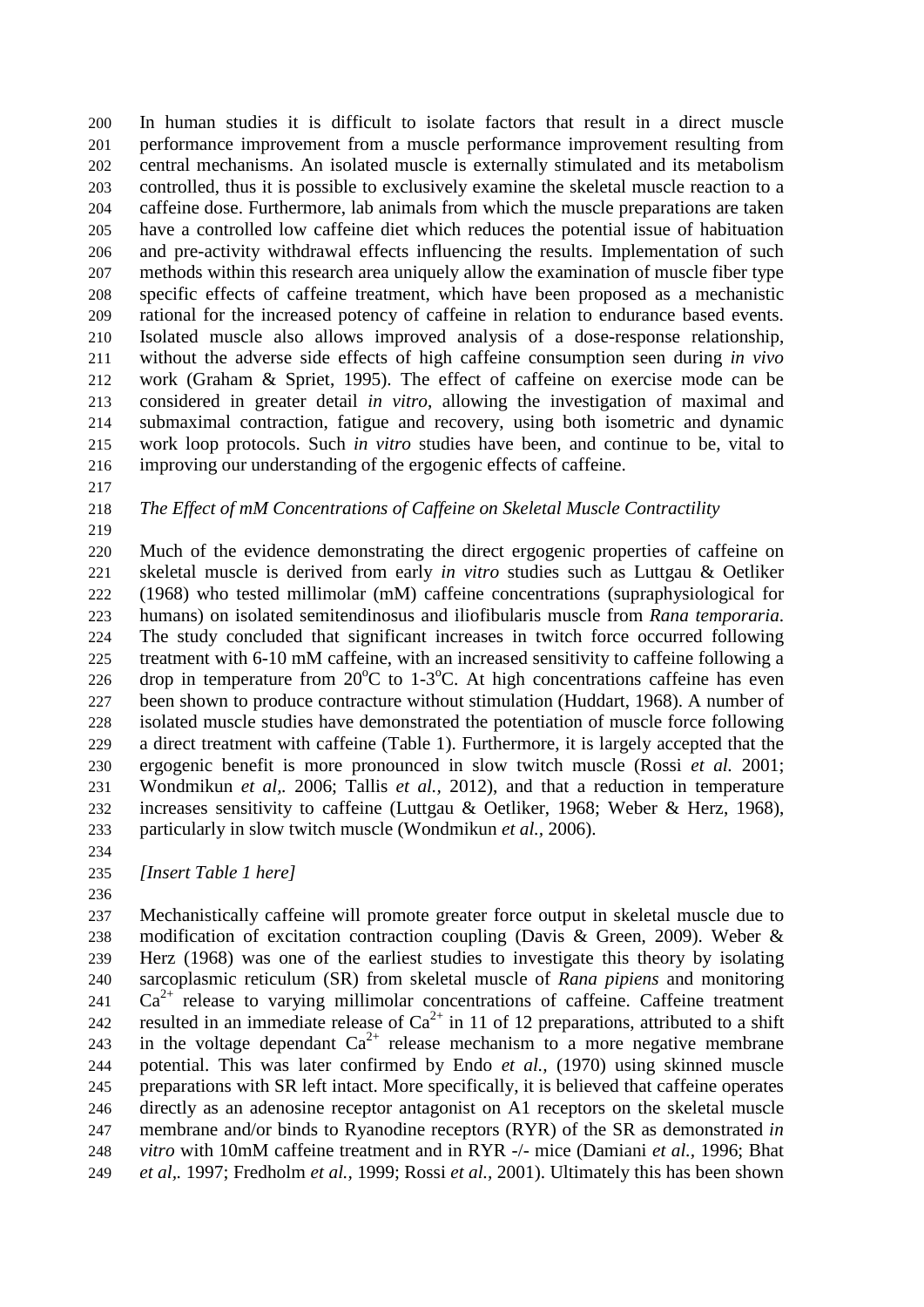In human studies it is difficult to isolate factors that result in a direct muscle performance improvement from a muscle performance improvement resulting from central mechanisms. An isolated muscle is externally stimulated and its metabolism controlled, thus it is possible to exclusively examine the skeletal muscle reaction to a caffeine dose. Furthermore, lab animals from which the muscle preparations are taken have a controlled low caffeine diet which reduces the potential issue of habituation and pre-activity withdrawal effects influencing the results. Implementation of such methods within this research area uniquely allow the examination of muscle fiber type specific effects of caffeine treatment, which have been proposed as a mechanistic rational for the increased potency of caffeine in relation to endurance based events. Isolated muscle also allows improved analysis of a dose-response relationship, without the adverse side effects of high caffeine consumption seen during *in vivo* work (Graham & Spriet, 1995). The effect of caffeine on exercise mode can be considered in greater detail *in vitro*, allowing the investigation of maximal and submaximal contraction, fatigue and recovery, using both isometric and dynamic work loop protocols. Such *in vitro* studies have been, and continue to be, vital to improving our understanding of the ergogenic effects of caffeine.

*The Effect of mM Concentrations of Caffeine on Skeletal Muscle Contractility*

Much of the evidence demonstrating the direct ergogenic properties of caffeine on skeletal muscle is derived from early *in vitro* studies such as Luttgau & Oetliker (1968) who tested millimolar (mM) caffeine concentrations (supraphysiological for humans) on isolated semitendinosus and iliofibularis muscle from *Rana temporaria*. The study concluded that significant increases in twitch force occurred following treatment with 6-10 mM caffeine, with an increased sensitivity to caffeine following a drop in temperature from 20$^{o}$C to 1-3$^{o}$C. At high concentrations caffeine has even been shown to produce contracture without stimulation (Huddart, 1968). A number of isolated muscle studies have demonstrated the potentiation of muscle force following a direct treatment with caffeine (Table 1). Furthermore, it is largely accepted that the ergogenic benefit is more pronounced in slow twitch muscle (Rossi *et al.* 2001; Wondmikun *et al*,. 2006; Tallis *et al.*, 2012), and that a reduction in temperature increases sensitivity to caffeine (Luttgau & Oetliker, 1968; Weber & Herz, 1968), particularly in slow twitch muscle (Wondmikun *et al.*, 2006).

*[Insert Table 1 here]*

Mechanistically caffeine will promote greater force output in skeletal muscle due to modification of excitation contraction coupling (Davis & Green, 2009). Weber & Herz (1968) was one of the earliest studies to investigate this theory by isolating sarcoplasmic reticulum (SR) from skeletal muscle of *Rana pipiens* and monitoring $Ca^{2+}$ release to varying millimolar concentrations of caffeine. Caffeine treatment resulted in an immediate release of $Ca^{2+}$ in 11 of 12 preparations, attributed to a shift in the voltage dependant $Ca^{2+}$ release mechanism to a more negative membrane potential. This was later confirmed by Endo *et al.*, (1970) using skinned muscle preparations with SR left intact. More specifically, it is believed that caffeine operates directly as an adenosine receptor antagonist on A1 receptors on the skeletal muscle membrane and/or binds to Ryanodine receptors (RYR) of the SR as demonstrated *in vitro* with 10mM caffeine treatment and in RYR -/- mice (Damiani *et al.*, 1996; Bhat *et al*,. 1997; Fredholm *et al.*, 1999; Rossi *et al.*, 2001). Ultimately this has been shown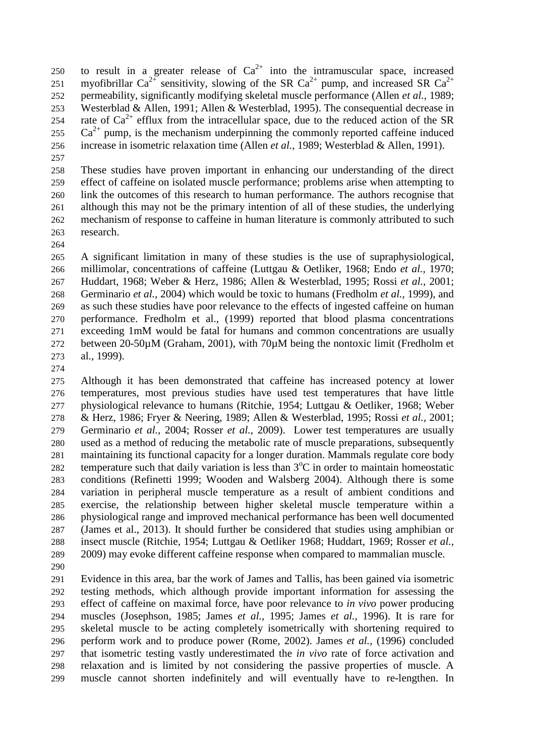to result in a greater release of $Ca^{2+}$ into the intramuscular space, increased myofibrillar $Ca^{2+}$ sensitivity, slowing of the SR $Ca^{2+}$ pump, and increased SR $Ca^{2+}$ permeability, significantly modifying skeletal muscle performance (Allen *et al.,* 1989; Westerblad & Allen, 1991; Allen & Westerblad, 1995). The consequential decrease in rate of $Ca^{2+}$ efflux from the intracellular space, due to the reduced action of the SR $Ca^{2+}$ pump, is the mechanism underpinning the commonly reported caffeine induced increase in isometric relaxation time (Allen *et al.,* 1989; Westerblad & Allen, 1991).

These studies have proven important in enhancing our understanding of the direct effect of caffeine on isolated muscle performance; problems arise when attempting to link the outcomes of this research to human performance. The authors recognise that although this may not be the primary intention of all of these studies, the underlying mechanism of response to caffeine in human literature is commonly attributed to such research.

A significant limitation in many of these studies is the use of supraphysiological, millimolar, concentrations of caffeine (Luttgau & Oetliker, 1968; Endo *et al.,* 1970; Huddart, 1968; Weber & Herz, 1986; Allen & Westerblad, 1995; Rossi *et al.,* 2001; Germinario *et al.,* 2004) which would be toxic to humans (Fredholm *et al.,* 1999), and as such these studies have poor relevance to the effects of ingested caffeine on human performance. Fredholm et al., (1999) reported that blood plasma concentrations exceeding 1mM would be fatal for humans and common concentrations are usually between 20-50µM (Graham, 2001), with 70µM being the nontoxic limit (Fredholm et al., 1999).

Although it has been demonstrated that caffeine has increased potency at lower temperatures, most previous studies have used test temperatures that have little physiological relevance to humans (Ritchie, 1954; Luttgau & Oetliker, 1968; Weber & Herz, 1986; Fryer & Neering, 1989; Allen & Westerblad, 1995; Rossi *et al.,* 2001; Germinario *et al.,* 2004; Rosser *et al.,* 2009). Lower test temperatures are usually used as a method of reducing the metabolic rate of muscle preparations, subsequently maintaining its functional capacity for a longer duration. Mammals regulate core body temperature such that daily variation is less than $3^{o}C$ in order to maintain homeostatic conditions (Refinetti 1999; Wooden and Walsberg 2004). Although there is some variation in peripheral muscle temperature as a result of ambient conditions and exercise, the relationship between higher skeletal muscle temperature within a physiological range and improved mechanical performance has been well documented (James et al., 2013). It should further be considered that studies using amphibian or insect muscle (Ritchie, 1954; Luttgau & Oetliker 1968; Huddart, 1969; Rosser *et al.,* 2009) may evoke different caffeine response when compared to mammalian muscle.

Evidence in this area, bar the work of James and Tallis, has been gained via isometric testing methods, which although provide important information for assessing the effect of caffeine on maximal force, have poor relevance to *in vivo* power producing muscles (Josephson, 1985; James *et al.,* 1995; James *et al.,* 1996). It is rare for skeletal muscle to be acting completely isometrically with shortening required to perform work and to produce power (Rome, 2002). James *et al.,* (1996) concluded that isometric testing vastly underestimated the *in vivo* rate of force activation and relaxation and is limited by not considering the passive properties of muscle. A muscle cannot shorten indefinitely and will eventually have to re-lengthen. In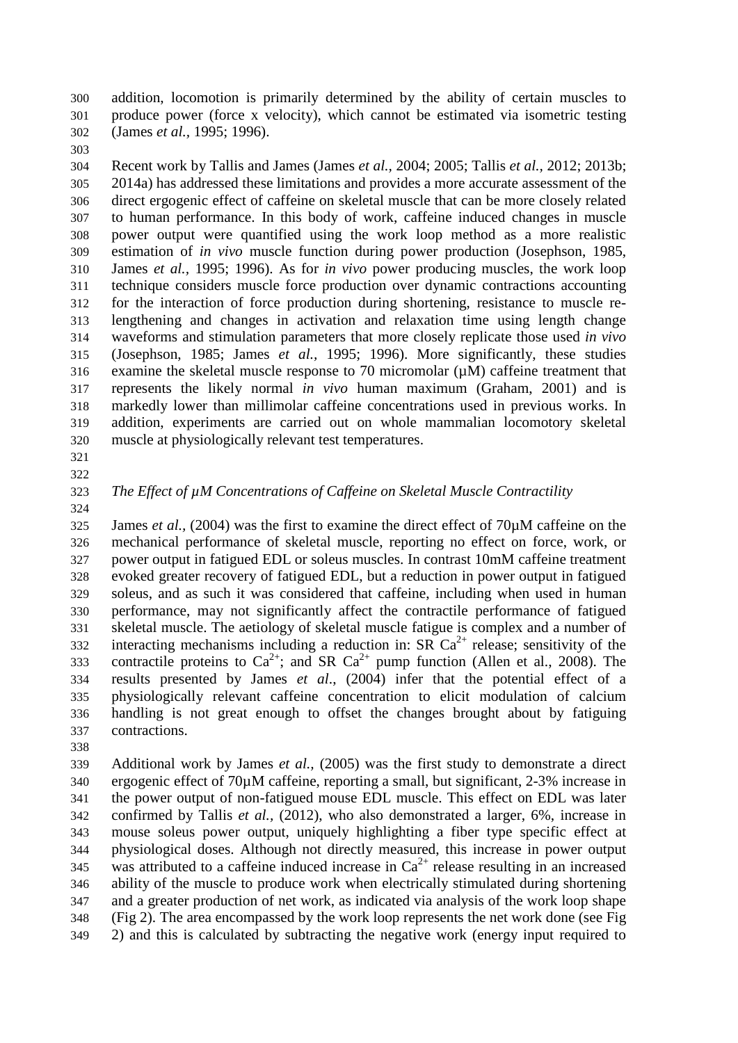addition, locomotion is primarily determined by the ability of certain muscles to produce power (force x velocity), which cannot be estimated via isometric testing (James *et al.*, 1995; 1996).

Recent work by Tallis and James (James *et al.*, 2004; 2005; Tallis *et al.*, 2012; 2013b; 2014a) has addressed these limitations and provides a more accurate assessment of the direct ergogenic effect of caffeine on skeletal muscle that can be more closely related to human performance. In this body of work, caffeine induced changes in muscle power output were quantified using the work loop method as a more realistic estimation of *in vivo* muscle function during power production (Josephson, 1985, James *et al.*, 1995; 1996). As for *in vivo* power producing muscles, the work loop technique considers muscle force production over dynamic contractions accounting for the interaction of force production during shortening, resistance to muscle re-lengthening and changes in activation and relaxation time using length change waveforms and stimulation parameters that more closely replicate those used *in vivo* (Josephson, 1985; James *et al.*, 1995; 1996). More significantly, these studies examine the skeletal muscle response to 70 micromolar (µM) caffeine treatment that represents the likely normal *in vivo* human maximum (Graham, 2001) and is markedly lower than millimolar caffeine concentrations used in previous works. In addition, experiments are carried out on whole mammalian locomotory skeletal muscle at physiologically relevant test temperatures.

### *The Effect of µM Concentrations of Caffeine on Skeletal Muscle Contractility*

James *et al.*, (2004) was the first to examine the direct effect of 70µM caffeine on the mechanical performance of skeletal muscle, reporting no effect on force, work, or power output in fatigued EDL or soleus muscles. In contrast 10mM caffeine treatment evoked greater recovery of fatigued EDL, but a reduction in power output in fatigued soleus, and as such it was considered that caffeine, including when used in human performance, may not significantly affect the contractile performance of fatigued skeletal muscle. The aetiology of skeletal muscle fatigue is complex and a number of interacting mechanisms including a reduction in: SR $Ca^{2+}$ release; sensitivity of the contractile proteins to $Ca^{2+}$; and SR $Ca^{2+}$ pump function (Allen et al., 2008). The results presented by James *et al*., (2004) infer that the potential effect of a physiologically relevant caffeine concentration to elicit modulation of calcium handling is not great enough to offset the changes brought about by fatiguing contractions.

Additional work by James *et al.*, (2005) was the first study to demonstrate a direct ergogenic effect of 70µM caffeine, reporting a small, but significant, 2-3% increase in the power output of non-fatigued mouse EDL muscle. This effect on EDL was later confirmed by Tallis *et al.*, (2012), who also demonstrated a larger, 6%, increase in mouse soleus power output, uniquely highlighting a fiber type specific effect at physiological doses. Although not directly measured, this increase in power output was attributed to a caffeine induced increase in $Ca^{2+}$ release resulting in an increased ability of the muscle to produce work when electrically stimulated during shortening and a greater production of net work, as indicated via analysis of the work loop shape (Fig 2). The area encompassed by the work loop represents the net work done (see Fig 2) and this is calculated by subtracting the negative work (energy input required to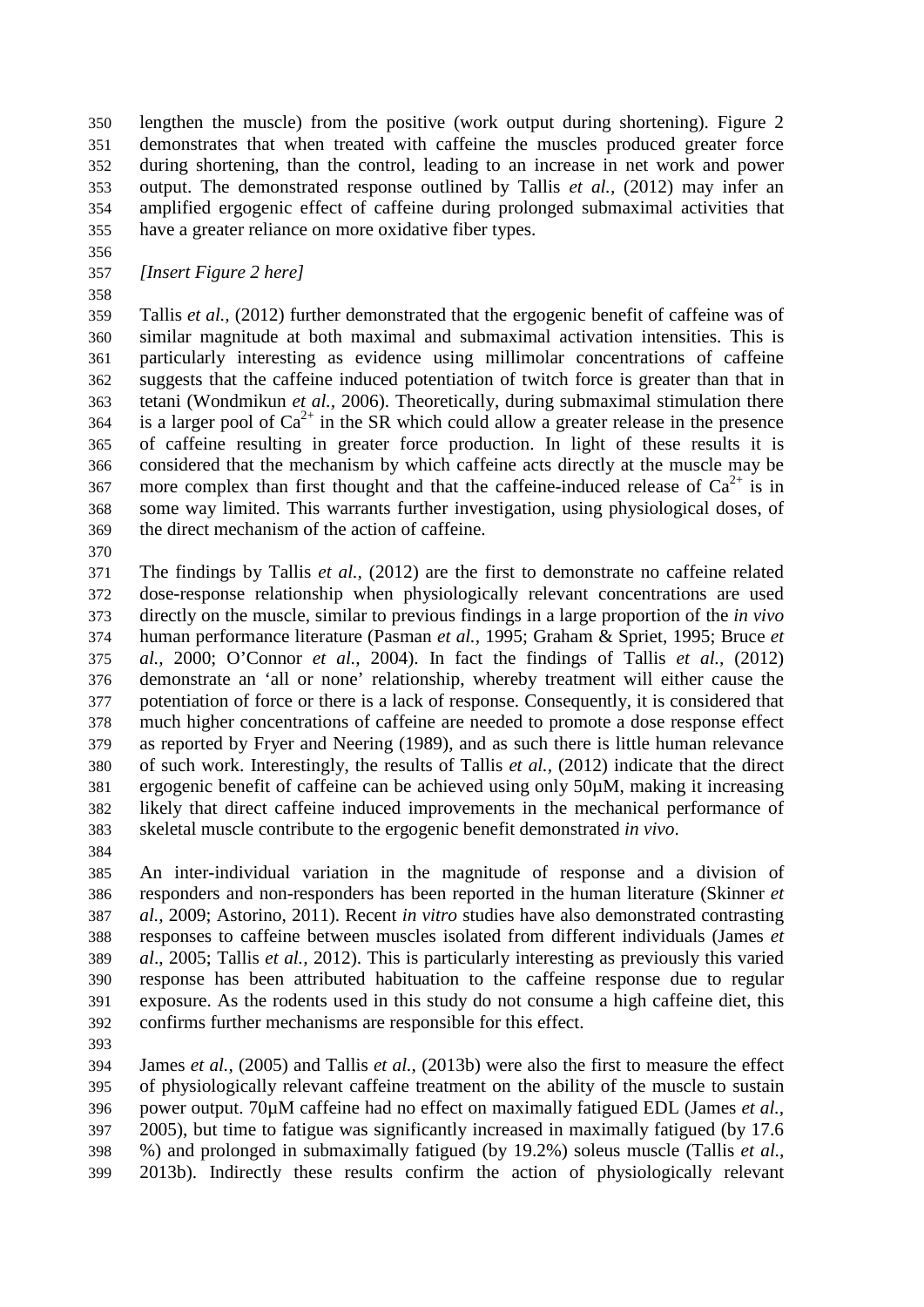lengthen the muscle) from the positive (work output during shortening). Figure 2 demonstrates that when treated with caffeine the muscles produced greater force during shortening, than the control, leading to an increase in net work and power output. The demonstrated response outlined by Tallis *et al.*, (2012) may infer an amplified ergogenic effect of caffeine during prolonged submaximal activities that have a greater reliance on more oxidative fiber types.

*[Insert Figure 2 here]*

Tallis *et al.,* (2012) further demonstrated that the ergogenic benefit of caffeine was of similar magnitude at both maximal and submaximal activation intensities. This is particularly interesting as evidence using millimolar concentrations of caffeine suggests that the caffeine induced potentiation of twitch force is greater than that in tetani (Wondmikun *et al.,* 2006). Theoretically, during submaximal stimulation there is a larger pool of $Ca^{2+}$ in the SR which could allow a greater release in the presence of caffeine resulting in greater force production. In light of these results it is considered that the mechanism by which caffeine acts directly at the muscle may be more complex than first thought and that the caffeine-induced release of $Ca^{2+}$ is in some way limited. This warrants further investigation, using physiological doses, of the direct mechanism of the action of caffeine.

The findings by Tallis *et al.,* (2012) are the first to demonstrate no caffeine related dose-response relationship when physiologically relevant concentrations are used directly on the muscle, similar to previous findings in a large proportion of the *in vivo* human performance literature (Pasman *et al.,* 1995; Graham & Spriet, 1995; Bruce *et al.,* 2000; O'Connor *et al.,* 2004). In fact the findings of Tallis *et al.,* (2012) demonstrate an 'all or none' relationship, whereby treatment will either cause the potentiation of force or there is a lack of response. Consequently, it is considered that much higher concentrations of caffeine are needed to promote a dose response effect as reported by Fryer and Neering (1989), and as such there is little human relevance of such work. Interestingly, the results of Tallis *et al.,* (2012) indicate that the direct ergogenic benefit of caffeine can be achieved using only 50µM, making it increasing likely that direct caffeine induced improvements in the mechanical performance of skeletal muscle contribute to the ergogenic benefit demonstrated *in vivo*.

An inter-individual variation in the magnitude of response and a division of responders and non-responders has been reported in the human literature (Skinner *et al.,* 2009; Astorino, 2011). Recent *in vitro* studies have also demonstrated contrasting responses to caffeine between muscles isolated from different individuals (James *et al*., 2005; Tallis *et al.,* 2012). This is particularly interesting as previously this varied response has been attributed habituation to the caffeine response due to regular exposure. As the rodents used in this study do not consume a high caffeine diet, this confirms further mechanisms are responsible for this effect.

James *et al.,* (2005) and Tallis *et al.,* (2013b) were also the first to measure the effect of physiologically relevant caffeine treatment on the ability of the muscle to sustain power output. 70µM caffeine had no effect on maximally fatigued EDL (James *et al.,* 2005), but time to fatigue was significantly increased in maximally fatigued (by 17.6 %) and prolonged in submaximally fatigued (by 19.2%) soleus muscle (Tallis *et al.,* 2013b). Indirectly these results confirm the action of physiologically relevant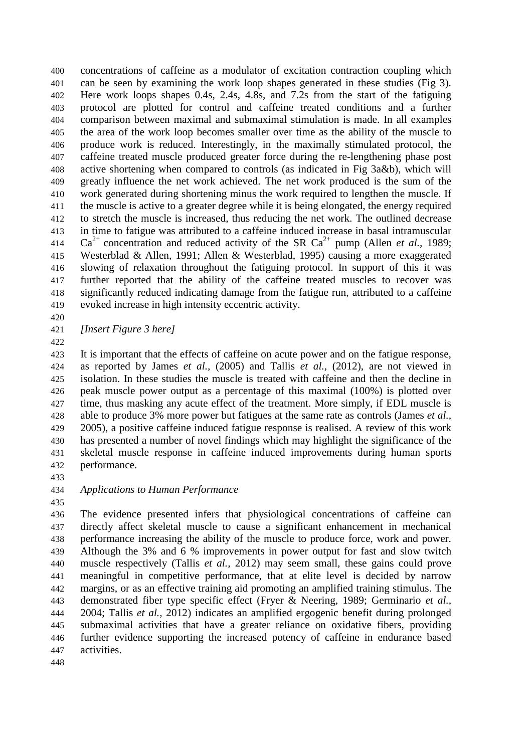concentrations of caffeine as a modulator of excitation contraction coupling which can be seen by examining the work loop shapes generated in these studies (Fig 3). Here work loops shapes 0.4s, 2.4s, 4.8s, and 7.2s from the start of the fatiguing protocol are plotted for control and caffeine treated conditions and a further comparison between maximal and submaximal stimulation is made. In all examples the area of the work loop becomes smaller over time as the ability of the muscle to produce work is reduced. Interestingly, in the maximally stimulated protocol, the caffeine treated muscle produced greater force during the re-lengthening phase post active shortening when compared to controls (as indicated in Fig 3a&b), which will greatly influence the net work achieved. The net work produced is the sum of the work generated during shortening minus the work required to lengthen the muscle. If the muscle is active to a greater degree while it is being elongated, the energy required to stretch the muscle is increased, thus reducing the net work. The outlined decrease in time to fatigue was attributed to a caffeine induced increase in basal intramuscular $Ca^{2+}$ concentration and reduced activity of the SR $Ca^{2+}$ pump (Allen *et al.*, 1989; Westerblad & Allen, 1991; Allen & Westerblad, 1995) causing a more exaggerated slowing of relaxation throughout the fatiguing protocol. In support of this it was further reported that the ability of the caffeine treated muscles to recover was significantly reduced indicating damage from the fatigue run, attributed to a caffeine evoked increase in high intensity eccentric activity.

*[Insert Figure 3 here]*

It is important that the effects of caffeine on acute power and on the fatigue response, as reported by James *et al.,* (2005) and Tallis *et al.,* (2012), are not viewed in isolation. In these studies the muscle is treated with caffeine and then the decline in peak muscle power output as a percentage of this maximal (100%) is plotted over time, thus masking any acute effect of the treatment. More simply, if EDL muscle is able to produce 3% more power but fatigues at the same rate as controls (James *et al.*, 2005), a positive caffeine induced fatigue response is realised. A review of this work has presented a number of novel findings which may highlight the significance of the skeletal muscle response in caffeine induced improvements during human sports performance.

*Applications to Human Performance*

The evidence presented infers that physiological concentrations of caffeine can directly affect skeletal muscle to cause a significant enhancement in mechanical performance increasing the ability of the muscle to produce force, work and power. Although the 3% and 6 % improvements in power output for fast and slow twitch muscle respectively (Tallis *et al.*, 2012) may seem small, these gains could prove meaningful in competitive performance, that at elite level is decided by narrow margins, or as an effective training aid promoting an amplified training stimulus. The demonstrated fiber type specific effect (Fryer & Neering, 1989; Germinario *et al.*, 2004; Tallis *et al.*, 2012) indicates an amplified ergogenic benefit during prolonged submaximal activities that have a greater reliance on oxidative fibers, providing further evidence supporting the increased potency of caffeine in endurance based activities.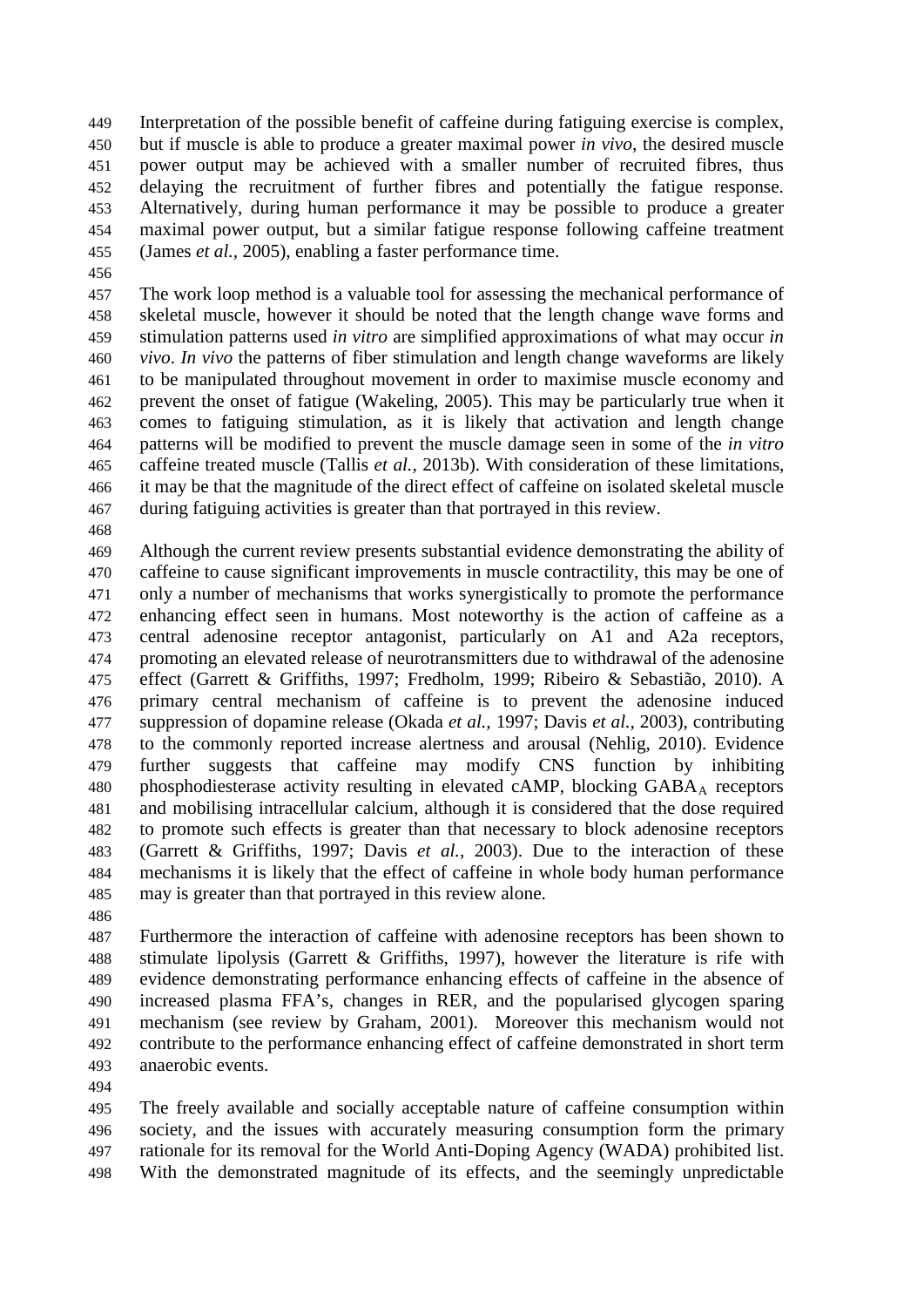Interpretation of the possible benefit of caffeine during fatiguing exercise is complex, but if muscle is able to produce a greater maximal power *in vivo*, the desired muscle power output may be achieved with a smaller number of recruited fibres, thus delaying the recruitment of further fibres and potentially the fatigue response. Alternatively, during human performance it may be possible to produce a greater maximal power output, but a similar fatigue response following caffeine treatment (James *et al.*, 2005), enabling a faster performance time.

The work loop method is a valuable tool for assessing the mechanical performance of skeletal muscle, however it should be noted that the length change wave forms and stimulation patterns used *in vitro* are simplified approximations of what may occur *in vivo*. *In vivo* the patterns of fiber stimulation and length change waveforms are likely to be manipulated throughout movement in order to maximise muscle economy and prevent the onset of fatigue (Wakeling, 2005). This may be particularly true when it comes to fatiguing stimulation, as it is likely that activation and length change patterns will be modified to prevent the muscle damage seen in some of the *in vitro* caffeine treated muscle (Tallis *et al.*, 2013b). With consideration of these limitations, it may be that the magnitude of the direct effect of caffeine on isolated skeletal muscle during fatiguing activities is greater than that portrayed in this review.

Although the current review presents substantial evidence demonstrating the ability of caffeine to cause significant improvements in muscle contractility, this may be one of only a number of mechanisms that works synergistically to promote the performance enhancing effect seen in humans. Most noteworthy is the action of caffeine as a central adenosine receptor antagonist, particularly on A1 and A2a receptors, promoting an elevated release of neurotransmitters due to withdrawal of the adenosine effect (Garrett & Griffiths, 1997; Fredholm, 1999; Ribeiro & Sebastião, 2010). A primary central mechanism of caffeine is to prevent the adenosine induced suppression of dopamine release (Okada *et al.*, 1997; Davis *et al.*, 2003), contributing to the commonly reported increase alertness and arousal (Nehlig, 2010). Evidence further suggests that caffeine may modify CNS function by inhibiting phosphodiesterase activity resulting in elevated cAMP, blocking $GABA_A$ receptors and mobilising intracellular calcium, although it is considered that the dose required to promote such effects is greater than that necessary to block adenosine receptors (Garrett & Griffiths, 1997; Davis *et al.*, 2003). Due to the interaction of these mechanisms it is likely that the effect of caffeine in whole body human performance may is greater than that portrayed in this review alone.

Furthermore the interaction of caffeine with adenosine receptors has been shown to stimulate lipolysis (Garrett & Griffiths, 1997), however the literature is rife with evidence demonstrating performance enhancing effects of caffeine in the absence of increased plasma FFA's, changes in RER, and the popularised glycogen sparing mechanism (see review by Graham, 2001). Moreover this mechanism would not contribute to the performance enhancing effect of caffeine demonstrated in short term anaerobic events.

The freely available and socially acceptable nature of caffeine consumption within society, and the issues with accurately measuring consumption form the primary rationale for its removal for the World Anti-Doping Agency (WADA) prohibited list. With the demonstrated magnitude of its effects, and the seemingly unpredictable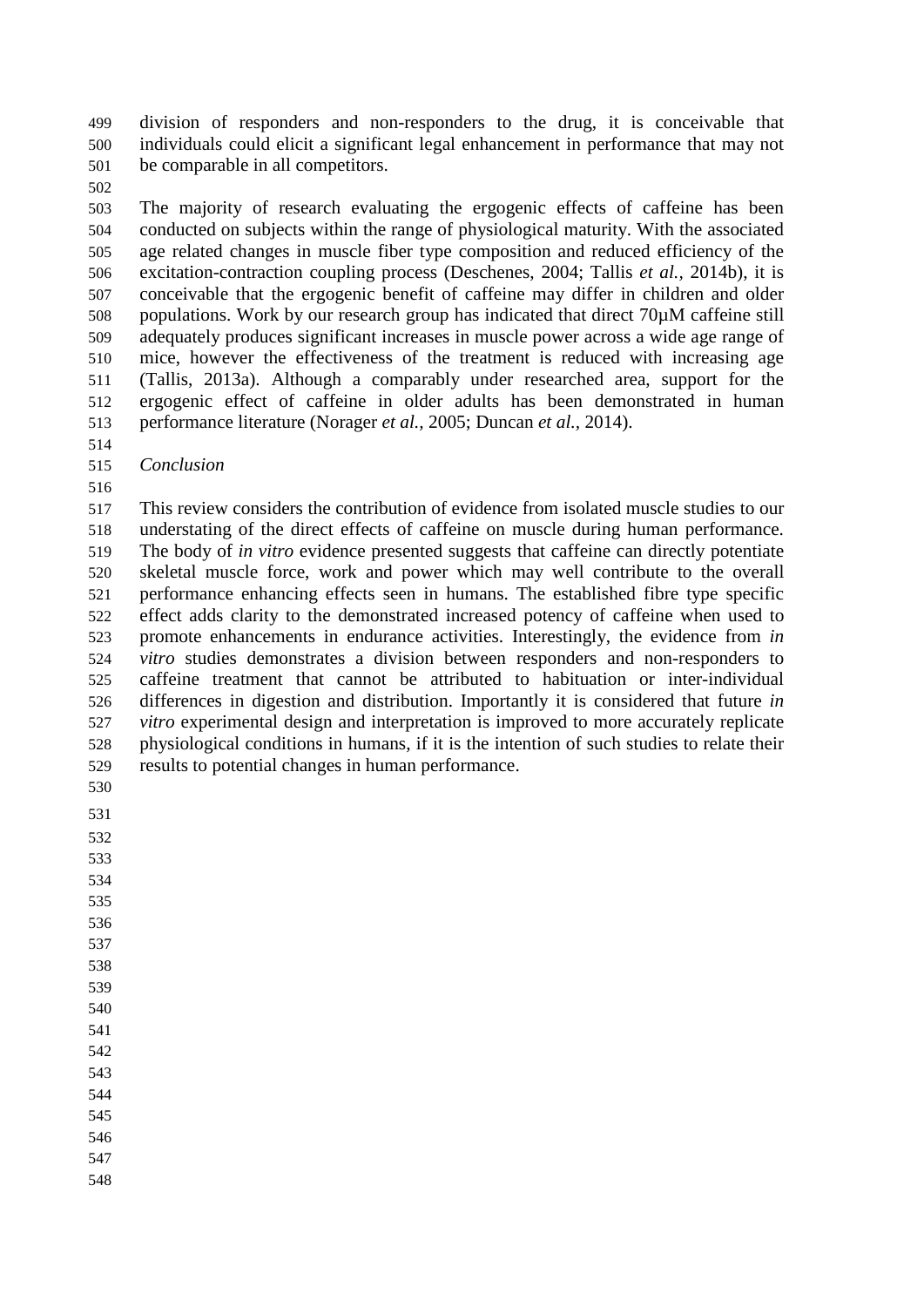division of responders and non-responders to the drug, it is conceivable that individuals could elicit a significant legal enhancement in performance that may not be comparable in all competitors.

The majority of research evaluating the ergogenic effects of caffeine has been conducted on subjects within the range of physiological maturity. With the associated age related changes in muscle fiber type composition and reduced efficiency of the excitation-contraction coupling process (Deschenes, 2004; Tallis *et al.,* 2014b), it is conceivable that the ergogenic benefit of caffeine may differ in children and older populations. Work by our research group has indicated that direct 70µM caffeine still adequately produces significant increases in muscle power across a wide age range of mice, however the effectiveness of the treatment is reduced with increasing age (Tallis, 2013a). Although a comparably under researched area, support for the ergogenic effect of caffeine in older adults has been demonstrated in human performance literature (Norager *et al.,* 2005; Duncan *et al.,* 2014).

*Conclusion*

This review considers the contribution of evidence from isolated muscle studies to our understating of the direct effects of caffeine on muscle during human performance. The body of *in vitro* evidence presented suggests that caffeine can directly potentiate skeletal muscle force, work and power which may well contribute to the overall performance enhancing effects seen in humans. The established fibre type specific effect adds clarity to the demonstrated increased potency of caffeine when used to promote enhancements in endurance activities. Interestingly, the evidence from *in vitro* studies demonstrates a division between responders and non-responders to caffeine treatment that cannot be attributed to habituation or inter-individual differences in digestion and distribution. Importantly it is considered that future *in vitro* experimental design and interpretation is improved to more accurately replicate physiological conditions in humans, if it is the intention of such studies to relate their results to potential changes in human performance.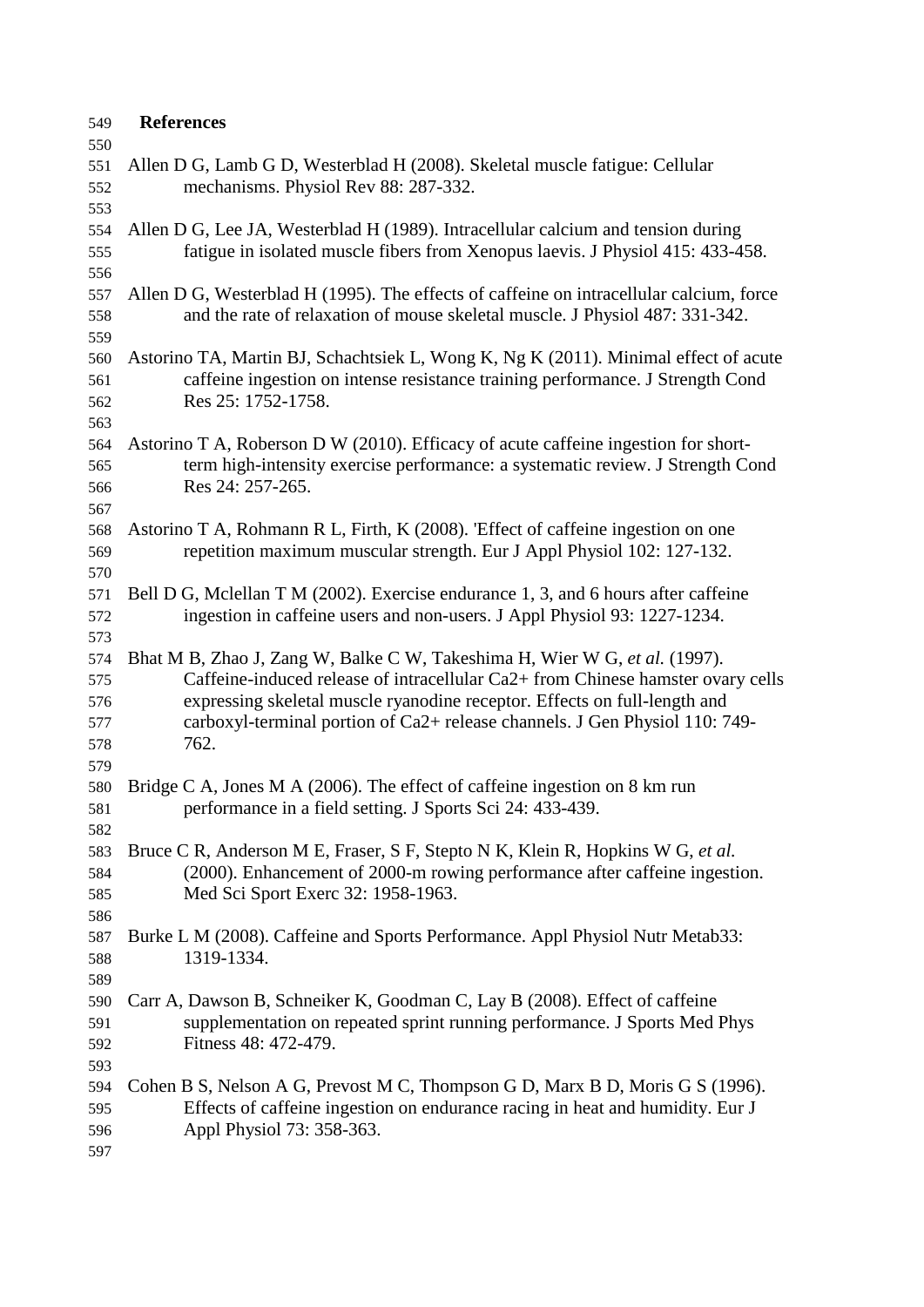## References

Allen D G, Lamb G D, Westerblad H (2008). Skeletal muscle fatigue: Cellular mechanisms. Physiol Rev 88: 287-332.

Allen D G, Lee JA, Westerblad H (1989). Intracellular calcium and tension during fatigue in isolated muscle fibers from Xenopus laevis. J Physiol 415: 433-458.

Allen D G, Westerblad H (1995). The effects of caffeine on intracellular calcium, force and the rate of relaxation of mouse skeletal muscle. J Physiol 487: 331-342.

Astorino TA, Martin BJ, Schachtsiek L, Wong K, Ng K (2011). Minimal effect of acute caffeine ingestion on intense resistance training performance. J Strength Cond Res 25: 1752-1758.

Astorino T A, Roberson D W (2010). Efficacy of acute caffeine ingestion for short-term high-intensity exercise performance: a systematic review. J Strength Cond Res 24: 257-265.

Astorino T A, Rohmann R L, Firth, K (2008). 'Effect of caffeine ingestion on one repetition maximum muscular strength. Eur J Appl Physiol 102: 127-132.

Bell D G, Mclellan T M (2002). Exercise endurance 1, 3, and 6 hours after caffeine ingestion in caffeine users and non-users. J Appl Physiol 93: 1227-1234.

Bhat M B, Zhao J, Zang W, Balke C W, Takeshima H, Wier W G, *et al.* (1997). Caffeine-induced release of intracellular Ca2+ from Chinese hamster ovary cells expressing skeletal muscle ryanodine receptor. Effects on full-length and carboxyl-terminal portion of Ca2+ release channels. J Gen Physiol 110: 749-762.

Bridge C A, Jones M A (2006). The effect of caffeine ingestion on 8 km run performance in a field setting. J Sports Sci 24: 433-439.

Bruce C R, Anderson M E, Fraser, S F, Stepto N K, Klein R, Hopkins W G, *et al.* (2000). Enhancement of 2000-m rowing performance after caffeine ingestion. Med Sci Sport Exerc 32: 1958-1963.

Burke L M (2008). Caffeine and Sports Performance. Appl Physiol Nutr Metab33: 1319-1334.

Carr A, Dawson B, Schneiker K, Goodman C, Lay B (2008). Effect of caffeine supplementation on repeated sprint running performance. J Sports Med Phys Fitness 48: 472-479.

Cohen B S, Nelson A G, Prevost M C, Thompson G D, Marx B D, Moris G S (1996). Effects of caffeine ingestion on endurance racing in heat and humidity. Eur J Appl Physiol 73: 358-363.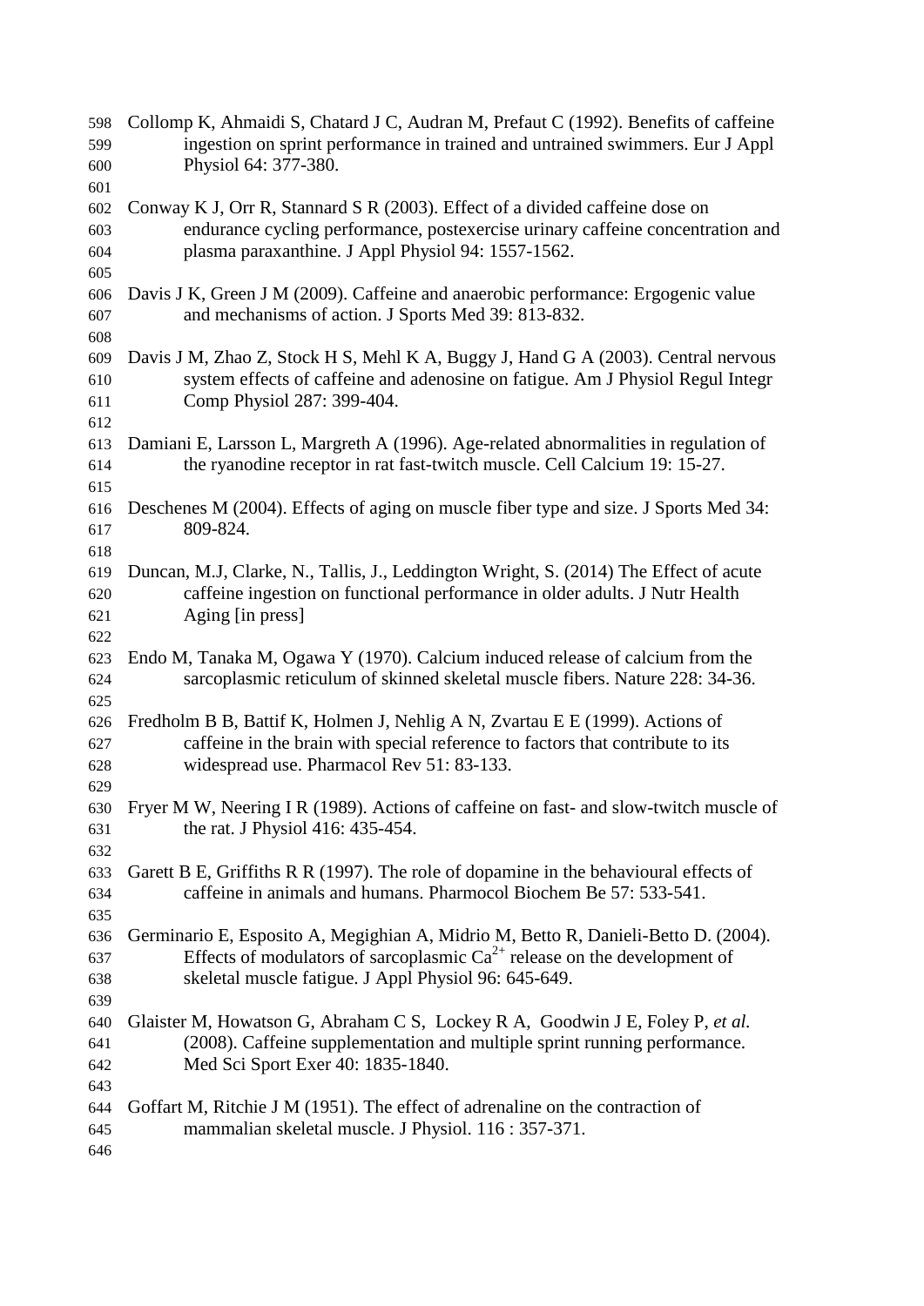Collomp K, Ahmaidi S, Chatard J C, Audran M, Prefaut C (1992). Benefits of caffeine ingestion on sprint performance in trained and untrained swimmers. Eur J Appl Physiol 64: 377-380.

Conway K J, Orr R, Stannard S R (2003). Effect of a divided caffeine dose on endurance cycling performance, postexercise urinary caffeine concentration and plasma paraxanthine. J Appl Physiol 94: 1557-1562.

Davis J K, Green J M (2009). Caffeine and anaerobic performance: Ergogenic value and mechanisms of action. J Sports Med 39: 813-832.

Davis J M, Zhao Z, Stock H S, Mehl K A, Buggy J, Hand G A (2003). Central nervous system effects of caffeine and adenosine on fatigue. Am J Physiol Regul Integr Comp Physiol 287: 399-404.

Damiani E, Larsson L, Margreth A (1996). Age-related abnormalities in regulation of the ryanodine receptor in rat fast-twitch muscle. Cell Calcium 19: 15-27.

Deschenes M (2004). Effects of aging on muscle fiber type and size. J Sports Med 34: 809-824.

Duncan, M.J, Clarke, N., Tallis, J., Leddington Wright, S. (2014) The Effect of acute caffeine ingestion on functional performance in older adults. J Nutr Health Aging [in press]

Endo M, Tanaka M, Ogawa Y (1970). Calcium induced release of calcium from the sarcoplasmic reticulum of skinned skeletal muscle fibers. Nature 228: 34-36.

Fredholm B B, Battif K, Holmen J, Nehlig A N, Zvartau E E (1999). Actions of caffeine in the brain with special reference to factors that contribute to its widespread use. Pharmacol Rev 51: 83-133.

Fryer M W, Neering I R (1989). Actions of caffeine on fast- and slow-twitch muscle of the rat. J Physiol 416: 435-454.

Garett B E, Griffiths R R (1997). The role of dopamine in the behavioural effects of caffeine in animals and humans. Pharmocol Biochem Be 57: 533-541.

Germinario E, Esposito A, Megighian A, Midrio M, Betto R, Danieli-Betto D. (2004). Effects of modulators of sarcoplasmic $Ca^{2+}$ release on the development of skeletal muscle fatigue. J Appl Physiol 96: 645-649.

Glaister M, Howatson G, Abraham C S, Lockey R A, Goodwin J E, Foley P, *et al.* (2008). Caffeine supplementation and multiple sprint running performance. Med Sci Sport Exer 40: 1835-1840.

Goffart M, Ritchie J M (1951). The effect of adrenaline on the contraction of mammalian skeletal muscle. J Physiol. 116 : 357-371.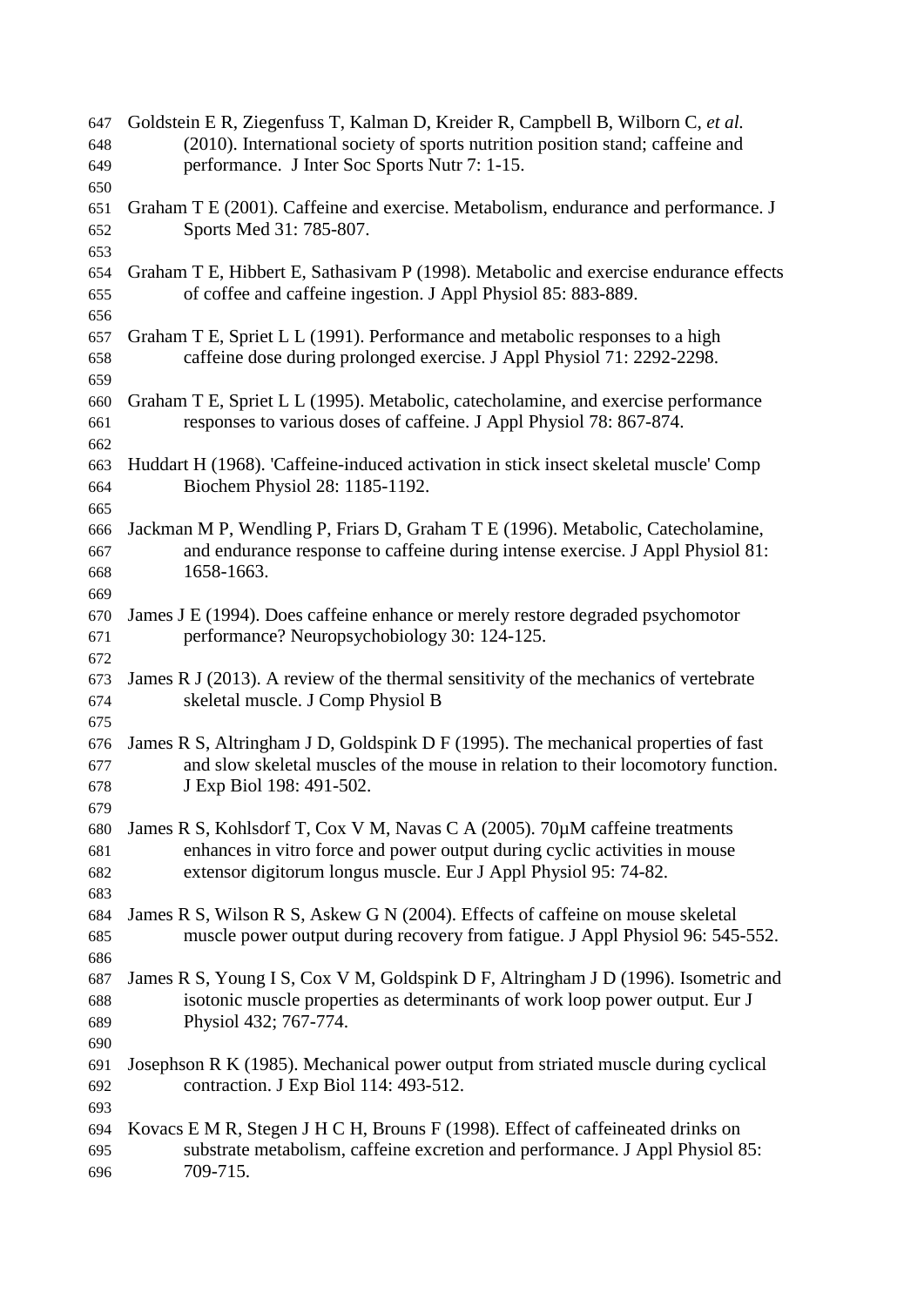Goldstein E R, Ziegenfuss T, Kalman D, Kreider R, Campbell B, Wilborn C, *et al.* (2010). International society of sports nutrition position stand; caffeine and performance. J Inter Soc Sports Nutr 7: 1-15.

Graham T E (2001). Caffeine and exercise. Metabolism, endurance and performance. J Sports Med 31: 785-807.

Graham T E, Hibbert E, Sathasivam P (1998). Metabolic and exercise endurance effects of coffee and caffeine ingestion. J Appl Physiol 85: 883-889.

Graham T E, Spriet L L (1991). Performance and metabolic responses to a high caffeine dose during prolonged exercise. J Appl Physiol 71: 2292-2298.

Graham T E, Spriet L L (1995). Metabolic, catecholamine, and exercise performance responses to various doses of caffeine. J Appl Physiol 78: 867-874.

Huddart H (1968). 'Caffeine-induced activation in stick insect skeletal muscle' Comp Biochem Physiol 28: 1185-1192.

Jackman M P, Wendling P, Friars D, Graham T E (1996). Metabolic, Catecholamine, and endurance response to caffeine during intense exercise. J Appl Physiol 81: 1658-1663.

James J E (1994). Does caffeine enhance or merely restore degraded psychomotor performance? Neuropsychobiology 30: 124-125.

James R J (2013). A review of the thermal sensitivity of the mechanics of vertebrate skeletal muscle. J Comp Physiol B

James R S, Altringham J D, Goldspink D F (1995). The mechanical properties of fast and slow skeletal muscles of the mouse in relation to their locomotory function. J Exp Biol 198: 491-502.

James R S, Kohlsdorf T, Cox V M, Navas C A (2005). 70µM caffeine treatments enhances in vitro force and power output during cyclic activities in mouse extensor digitorum longus muscle. Eur J Appl Physiol 95: 74-82.

James R S, Wilson R S, Askew G N (2004). Effects of caffeine on mouse skeletal muscle power output during recovery from fatigue. J Appl Physiol 96: 545-552.

James R S, Young I S, Cox V M, Goldspink D F, Altringham J D (1996). Isometric and isotonic muscle properties as determinants of work loop power output. Eur J Physiol 432; 767-774.

Josephson R K (1985). Mechanical power output from striated muscle during cyclical contraction. J Exp Biol 114: 493-512.

Kovacs E M R, Stegen J H C H, Brouns F (1998). Effect of caffeineated drinks on substrate metabolism, caffeine excretion and performance. J Appl Physiol 85: 709-715.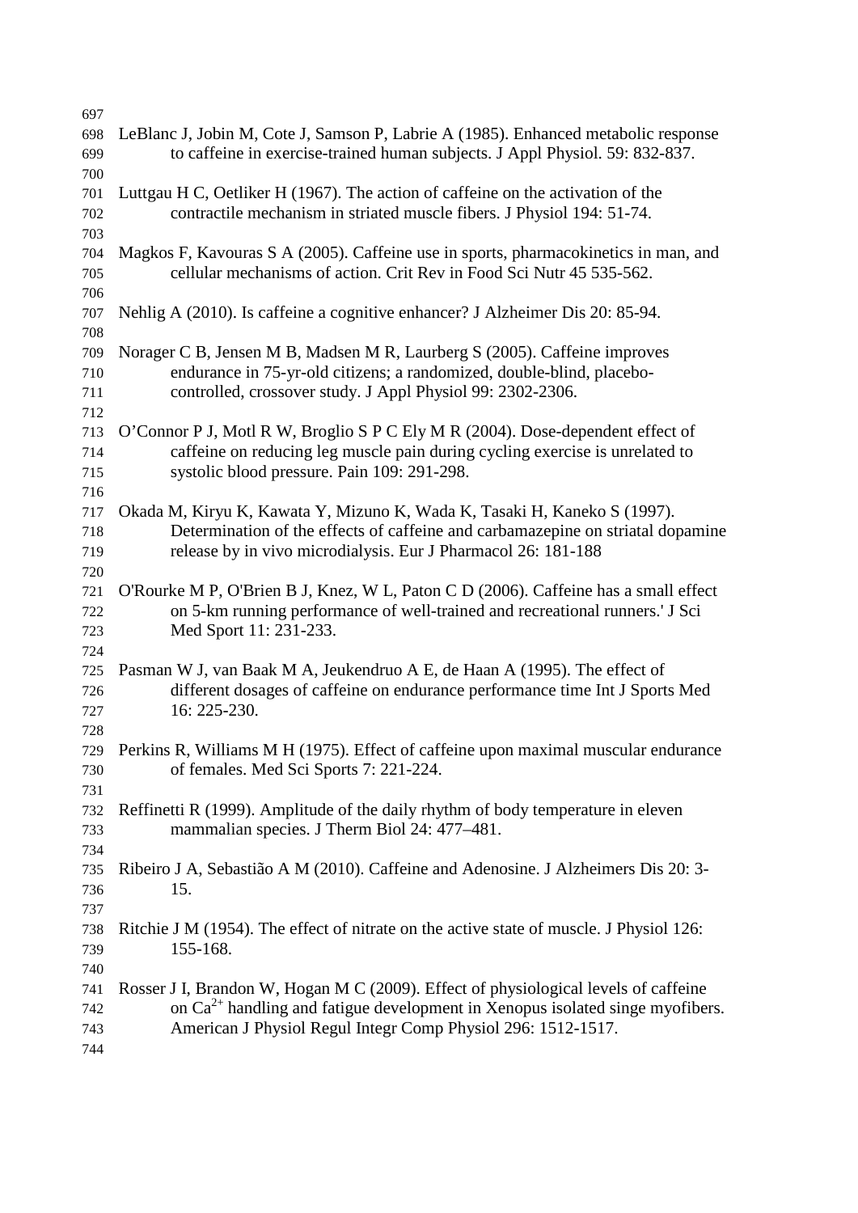LeBlanc J, Jobin M, Cote J, Samson P, Labrie A (1985). Enhanced metabolic response to caffeine in exercise-trained human subjects. J Appl Physiol. 59: 832-837.

Luttgau H C, Oetliker H (1967). The action of caffeine on the activation of the contractile mechanism in striated muscle fibers. J Physiol 194: 51-74.

Magkos F, Kavouras S A (2005). Caffeine use in sports, pharmacokinetics in man, and cellular mechanisms of action. Crit Rev in Food Sci Nutr 45 535-562.

Nehlig A (2010). Is caffeine a cognitive enhancer? J Alzheimer Dis 20: 85-94.

Norager C B, Jensen M B, Madsen M R, Laurberg S (2005). Caffeine improves endurance in 75-yr-old citizens; a randomized, double-blind, placebo-controlled, crossover study. J Appl Physiol 99: 2302-2306.

O'Connor P J, Motl R W, Broglio S P C Ely M R (2004). Dose-dependent effect of caffeine on reducing leg muscle pain during cycling exercise is unrelated to systolic blood pressure. Pain 109: 291-298.

Okada M, Kiryu K, Kawata Y, Mizuno K, Wada K, Tasaki H, Kaneko S (1997). Determination of the effects of caffeine and carbamazepine on striatal dopamine release by in vivo microdialysis. Eur J Pharmacol 26: 181-188

O'Rourke M P, O'Brien B J, Knez, W L, Paton C D (2006). Caffeine has a small effect on 5-km running performance of well-trained and recreational runners.' J Sci Med Sport 11: 231-233.

Pasman W J, van Baak M A, Jeukendruo A E, de Haan A (1995). The effect of different dosages of caffeine on endurance performance time Int J Sports Med 16: 225-230.

Perkins R, Williams M H (1975). Effect of caffeine upon maximal muscular endurance of females. Med Sci Sports 7: 221-224.

Reffinetti R (1999). Amplitude of the daily rhythm of body temperature in eleven mammalian species. J Therm Biol 24: 477–481.

Ribeiro J A, Sebastião A M (2010). Caffeine and Adenosine. J Alzheimers Dis 20: 3-15.

Ritchie J M (1954). The effect of nitrate on the active state of muscle. J Physiol 126: 155-168.

Rosser J I, Brandon W, Hogan M C (2009). Effect of physiological levels of caffeine on $Ca^{2+}$ handling and fatigue development in Xenopus isolated singe myofibers. American J Physiol Regul Integr Comp Physiol 296: 1512-1517.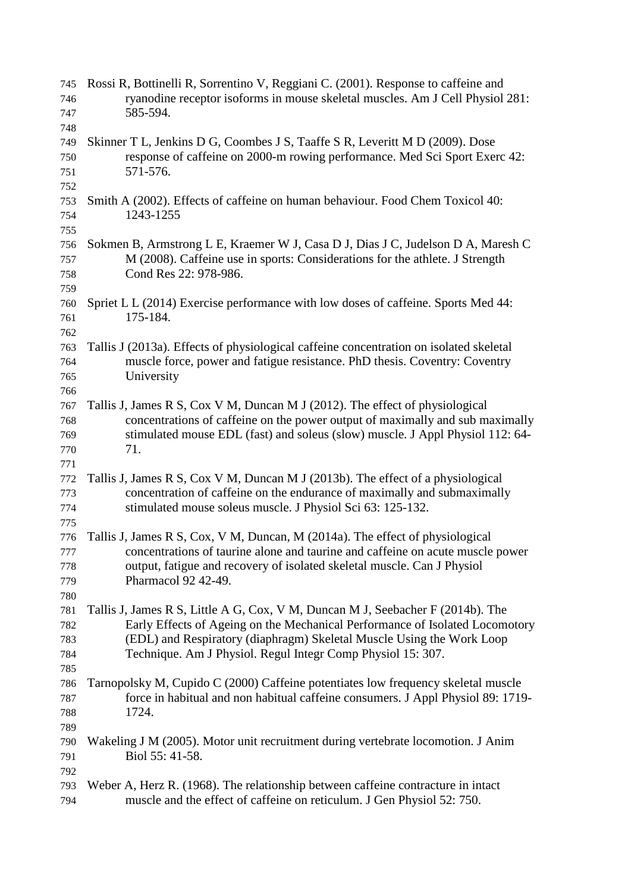Rossi R, Bottinelli R, Sorrentino V, Reggiani C. (2001). Response to caffeine and ryanodine receptor isoforms in mouse skeletal muscles. Am J Cell Physiol 281: 585-594.

Skinner T L, Jenkins D G, Coombes J S, Taaffe S R, Leveritt M D (2009). Dose response of caffeine on 2000-m rowing performance. Med Sci Sport Exerc 42: 571-576.

Smith A (2002). Effects of caffeine on human behaviour. Food Chem Toxicol 40: 1243-1255

Sokmen B, Armstrong L E, Kraemer W J, Casa D J, Dias J C, Judelson D A, Maresh C M (2008). Caffeine use in sports: Considerations for the athlete. J Strength Cond Res 22: 978-986.

Spriet L L (2014) Exercise performance with low doses of caffeine. Sports Med 44: 175-184.

Tallis J (2013a). Effects of physiological caffeine concentration on isolated skeletal muscle force, power and fatigue resistance. PhD thesis. Coventry: Coventry University

Tallis J, James R S, Cox V M, Duncan M J (2012). The effect of physiological concentrations of caffeine on the power output of maximally and sub maximally stimulated mouse EDL (fast) and soleus (slow) muscle. J Appl Physiol 112: 64-71.

Tallis J, James R S, Cox V M, Duncan M J (2013b). The effect of a physiological concentration of caffeine on the endurance of maximally and submaximally stimulated mouse soleus muscle. J Physiol Sci 63: 125-132.

Tallis J, James R S, Cox, V M, Duncan, M (2014a). The effect of physiological concentrations of taurine alone and taurine and caffeine on acute muscle power output, fatigue and recovery of isolated skeletal muscle. Can J Physiol Pharmacol 92 42-49.

Tallis J, James R S, Little A G, Cox, V M, Duncan M J, Seebacher F (2014b). The Early Effects of Ageing on the Mechanical Performance of Isolated Locomotory (EDL) and Respiratory (diaphragm) Skeletal Muscle Using the Work Loop Technique. Am J Physiol. Regul Integr Comp Physiol 15: 307.

Tarnopolsky M, Cupido C (2000) Caffeine potentiates low frequency skeletal muscle force in habitual and non habitual caffeine consumers. J Appl Physiol 89: 1719-1724.

Wakeling J M (2005). Motor unit recruitment during vertebrate locomotion. J Anim Biol 55: 41-58.

Weber A, Herz R. (1968). The relationship between caffeine contracture in intact muscle and the effect of caffeine on reticulum. J Gen Physiol 52: 750.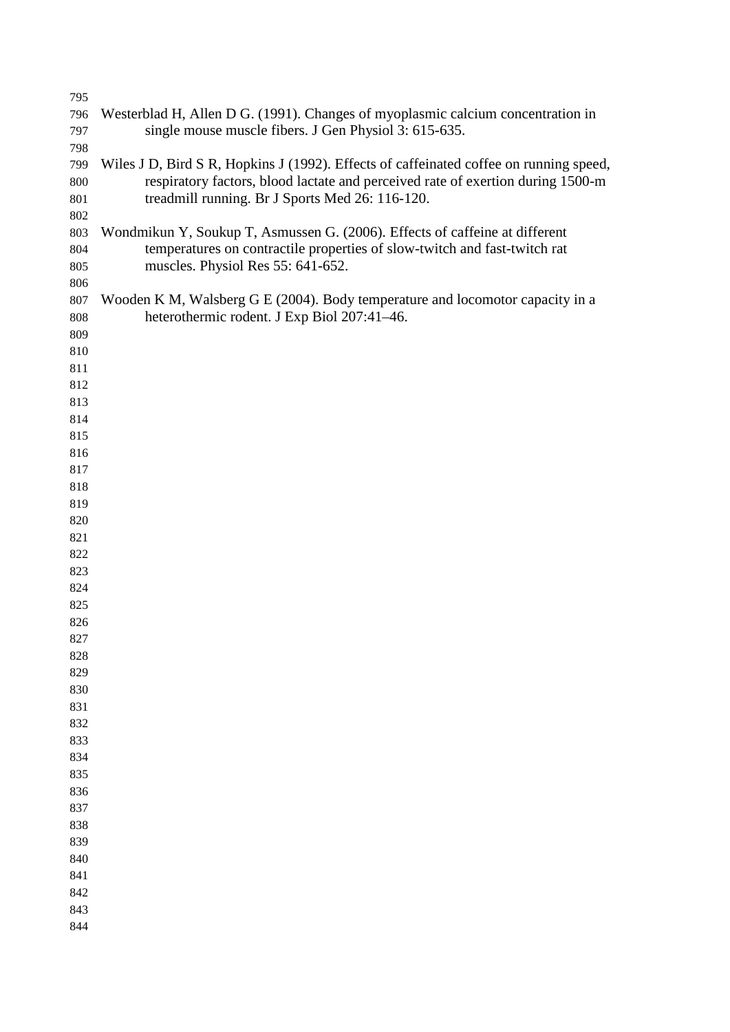Westerblad H, Allen D G. (1991). Changes of myoplasmic calcium concentration in single mouse muscle fibers. J Gen Physiol 3: 615-635.

Wiles J D, Bird S R, Hopkins J (1992). Effects of caffeinated coffee on running speed, respiratory factors, blood lactate and perceived rate of exertion during 1500-m treadmill running. Br J Sports Med 26: 116-120.

Wondmikun Y, Soukup T, Asmussen G. (2006). Effects of caffeine at different temperatures on contractile properties of slow-twitch and fast-twitch rat muscles. Physiol Res 55: 641-652.

Wooden K M, Walsberg G E (2004). Body temperature and locomotor capacity in a heterothermic rodent. J Exp Biol 207:41–46.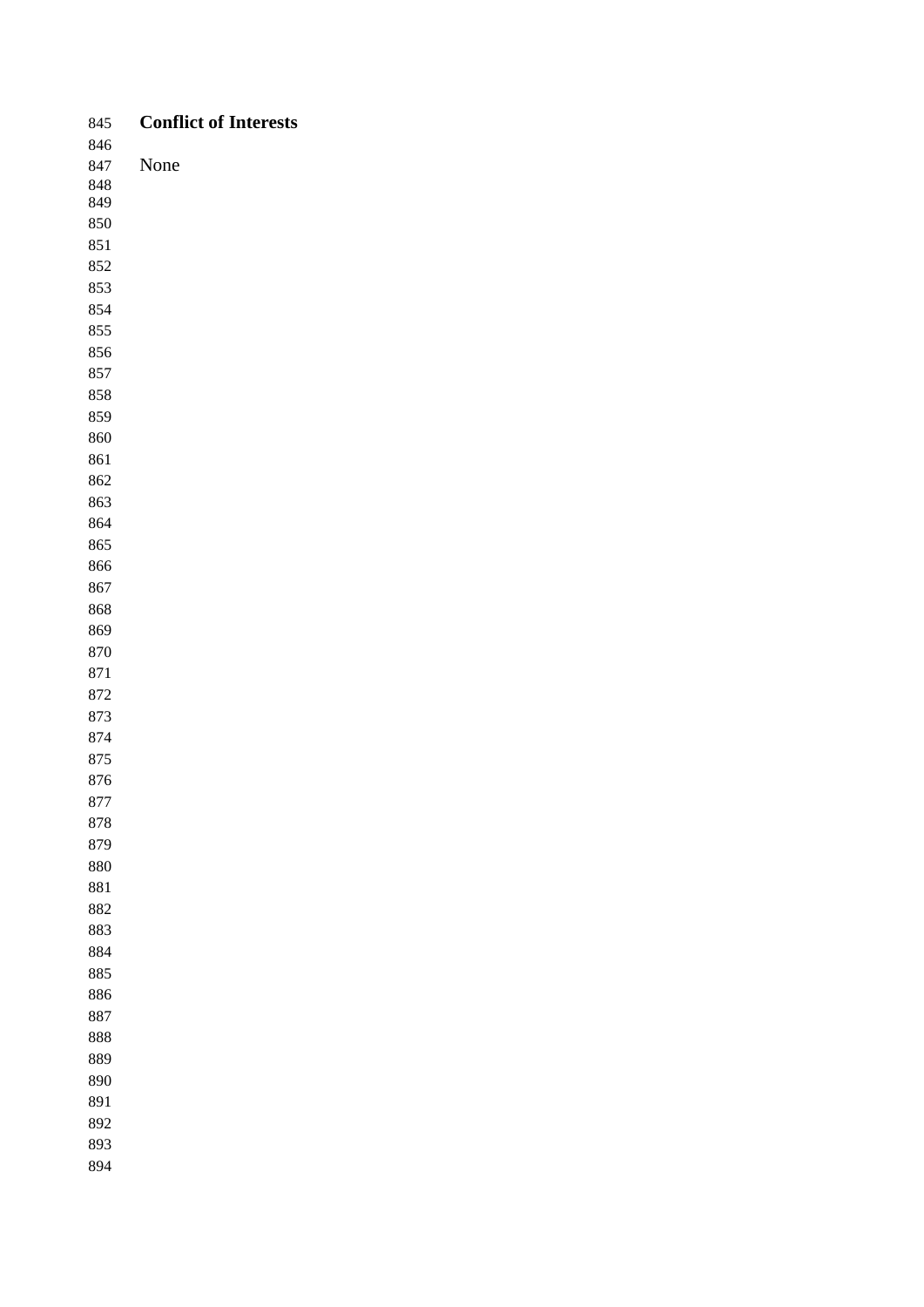## Conflict of Interests

None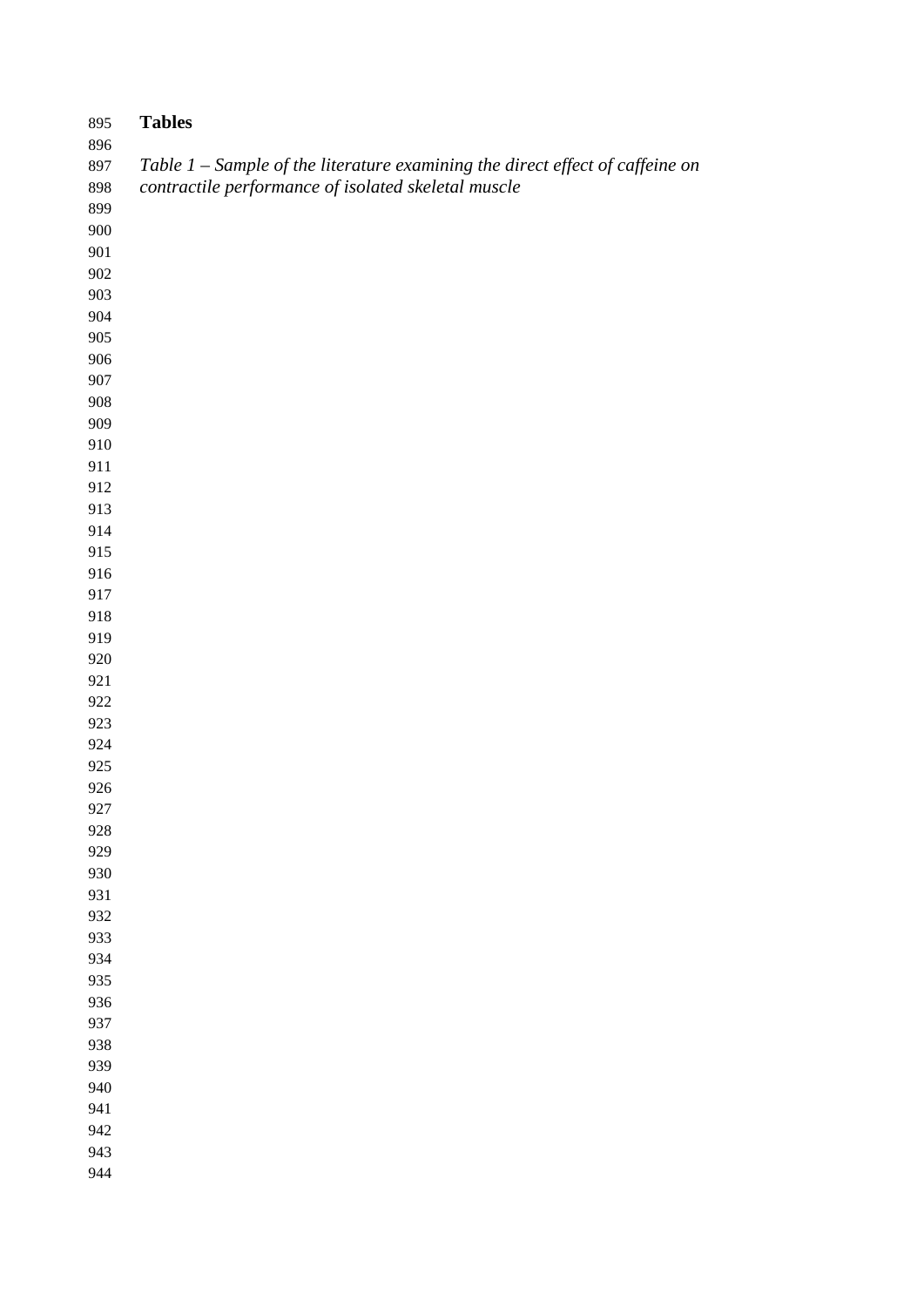# Tables

*Table 1 – Sample of the literature examining the direct effect of caffeine on contractile performance of isolated skeletal muscle*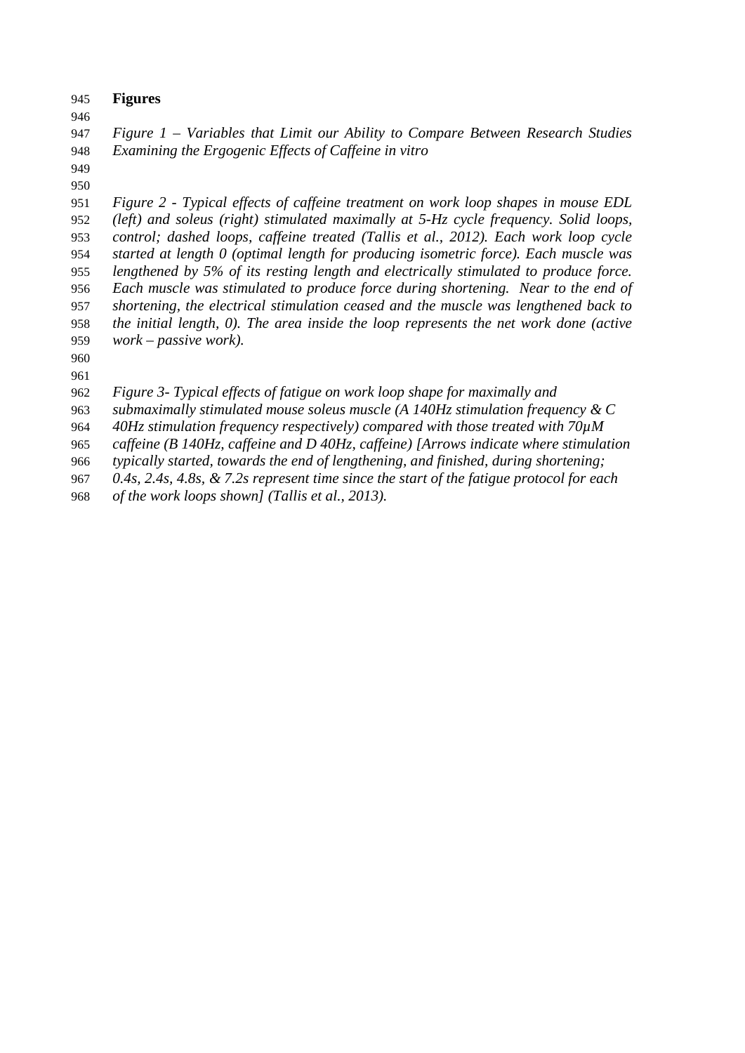**Figures**

*Figure 1 – Variables that Limit our Ability to Compare Between Research Studies Examining the Ergogenic Effects of Caffeine in vitro*

*Figure 2 - Typical effects of caffeine treatment on work loop shapes in mouse EDL (left) and soleus (right) stimulated maximally at 5-Hz cycle frequency. Solid loops, control; dashed loops, caffeine treated (Tallis et al., 2012). Each work loop cycle started at length 0 (optimal length for producing isometric force). Each muscle was lengthened by 5% of its resting length and electrically stimulated to produce force. Each muscle was stimulated to produce force during shortening. Near to the end of shortening, the electrical stimulation ceased and the muscle was lengthened back to the initial length, 0). The area inside the loop represents the net work done (active work – passive work).*

*Figure 3- Typical effects of fatigue on work loop shape for maximally and submaximally stimulated mouse soleus muscle (A 140Hz stimulation frequency & C 40Hz stimulation frequency respectively) compared with those treated with 70µM caffeine (B 140Hz, caffeine and D 40Hz, caffeine) [Arrows indicate where stimulation typically started, towards the end of lengthening, and finished, during shortening; 0.4s, 2.4s, 4.8s, & 7.2s represent time since the start of the fatigue protocol for each of the work loops shown] (Tallis et al., 2013).*